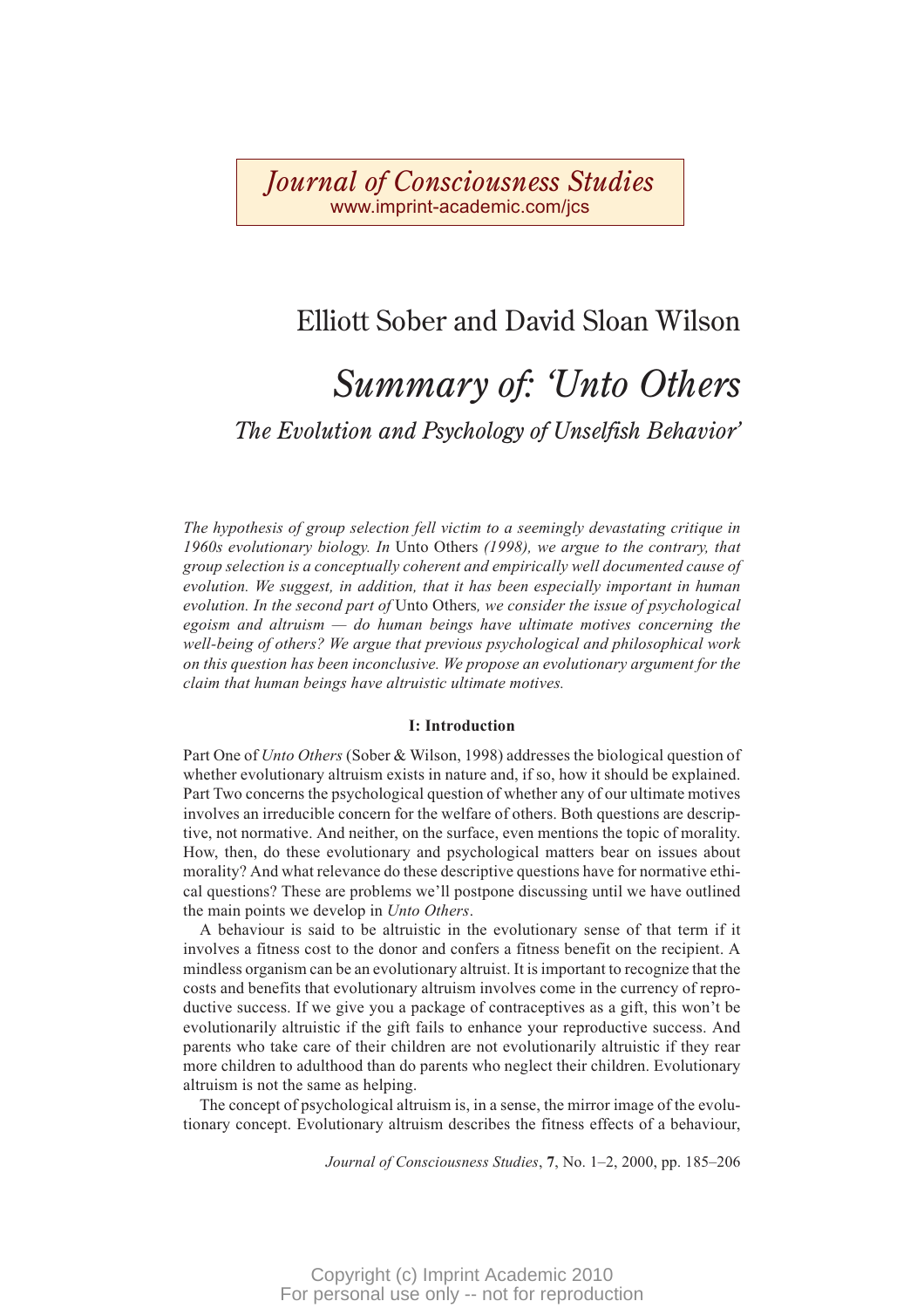Elliott Sober and David Sloan Wilson

# *Summary of: 'Unto Others*

## *The Evolution and Psychology of Unselfish Behavior'*

*The hypothesis of group selection fell victim to a seemingly devastating critique in 1960s evolutionary biology. In* Unto Others *(1998), we argue to the contrary, that group selection is a conceptually coherent and empirically well documented cause of evolution. We suggest, in addition, that it has been especially important in human evolution. In the second part of* Unto Others*, we consider the issue of psychological egoism and altruism — do human beings have ultimate motives concerning the well-being of others? We argue that previous psychological and philosophical work on this question has been inconclusive. We propose an evolutionary argument for the claim that human beings have altruistic ultimate motives.*

### I: Introduction

Part One of *Unto Others* (Sober & Wilson, 1998) addresses the biological question of whether evolutionary altruism exists in nature and, if so, how it should be explained. Part Two concerns the psychological question of whether any of our ultimate motives involves an irreducible concern for the welfare of others. Both questions are descriptive, not normative. And neither, on the surface, even mentions the topic of morality. How, then, do these evolutionary and psychological matters bear on issues about morality? And what relevance do these descriptive questions have for normative ethical questions? These are problems we'll postpone discussing until we have outlined the main points we develop in *Unto Others*.

A behaviour is said to be altruistic in the evolutionary sense of that term if it involves a fitness cost to the donor and confers a fitness benefit on the recipient. A mindless organism can be an evolutionary altruist. It is important to recognize that the costs and benefits that evolutionary altruism involves come in the currency of reproductive success. If we give you a package of contraceptives as a gift, this won't be evolutionarily altruistic if the gift fails to enhance your reproductive success. And parents who take care of their children are not evolutionarily altruistic if they rear more children to adulthood than do parents who neglect their children. Evolutionary altruism is not the same as helping.

The concept of psychological altruism is, in a sense, the mirror image of the evolutionary concept. Evolutionary altruism describes the fitness effects of a behaviour,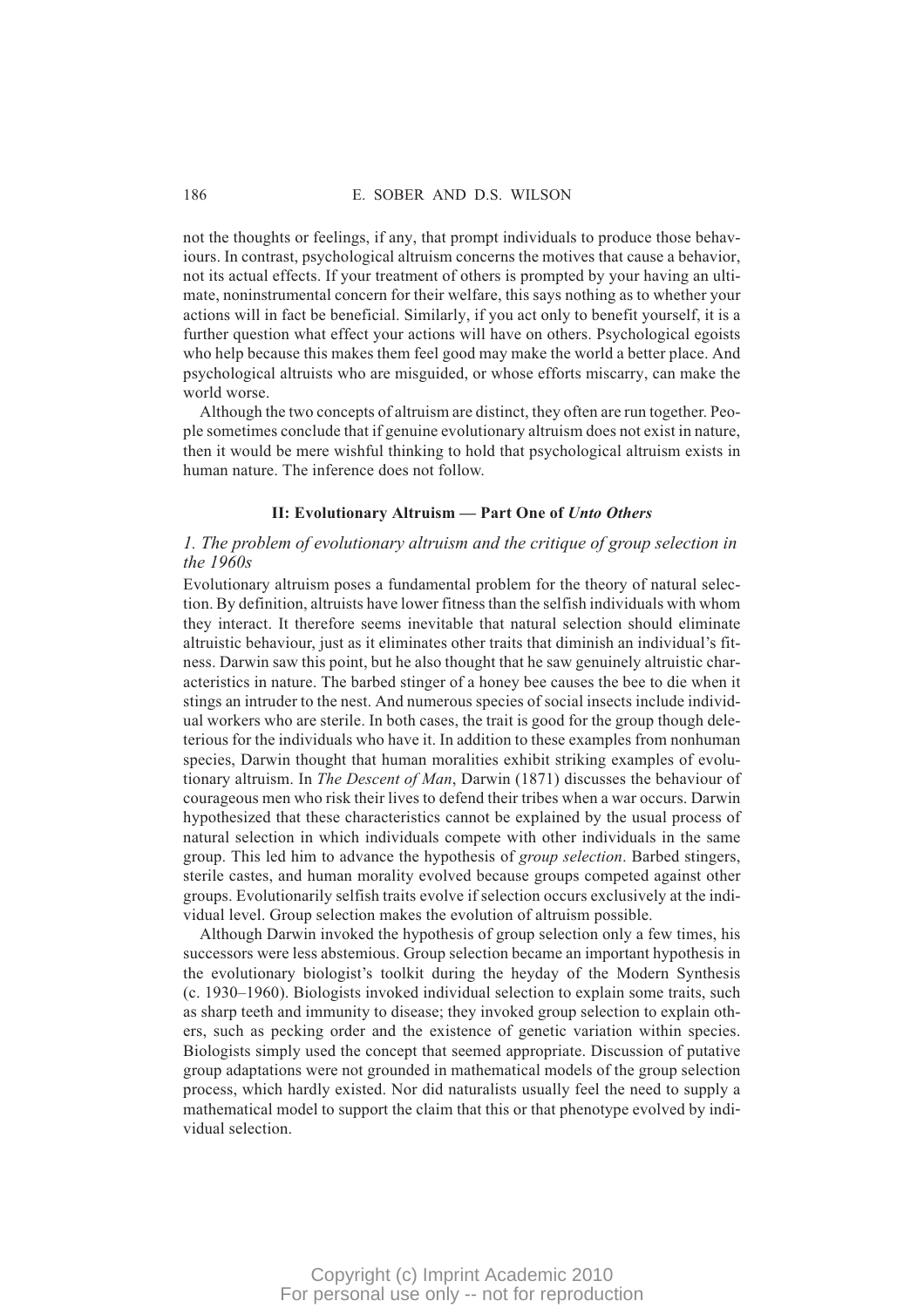not the thoughts or feelings, if any, that prompt individuals to produce those behaviours. In contrast, psychological altruism concerns the motives that cause a behavior, not its actual effects. If your treatment of others is prompted by your having an ultimate, noninstrumental concern for their welfare, this says nothing as to whether your actions will in fact be beneficial. Similarly, if you act only to benefit yourself, it is a further question what effect your actions will have on others. Psychological egoists who help because this makes them feel good may make the world a better place. And psychological altruists who are misguided, or whose efforts miscarry, can make the world worse.

Although the two concepts of altruism are distinct, they often are run together. People sometimes conclude that if genuine evolutionary altruism does not exist in nature, then it would be mere wishful thinking to hold that psychological altruism exists in human nature. The inference does not follow.

## II: Evolutionary Altruism — Part One of *Unto Others*

### *1. The problem of evolutionary altruism and the critique of group selection in the 1960s*

Evolutionary altruism poses a fundamental problem for the theory of natural selection. By definition, altruists have lower fitness than the selfish individuals with whom they interact. It therefore seems inevitable that natural selection should eliminate altruistic behaviour, just as it eliminates other traits that diminish an individual's fitness. Darwin saw this point, but he also thought that he saw genuinely altruistic characteristics in nature. The barbed stinger of a honey bee causes the bee to die when it stings an intruder to the nest. And numerous species of social insects include individual workers who are sterile. In both cases, the trait is good for the group though deleterious for the individuals who have it. In addition to these examples from nonhuman species, Darwin thought that human moralities exhibit striking examples of evolutionary altruism. In *The Descent of Man*, Darwin (1871) discusses the behaviour of courageous men who risk their lives to defend their tribes when a war occurs. Darwin hypothesized that these characteristics cannot be explained by the usual process of natural selection in which individuals compete with other individuals in the same group. This led him to advance the hypothesis of *group selection*. Barbed stingers, sterile castes, and human morality evolved because groups competed against other groups. Evolutionarily selfish traits evolve if selection occurs exclusively at the individual level. Group selection makes the evolution of altruism possible.

Although Darwin invoked the hypothesis of group selection only a few times, his successors were less abstemious. Group selection became an important hypothesis in the evolutionary biologist's toolkit during the heyday of the Modern Synthesis (c. 1930–1960). Biologists invoked individual selection to explain some traits, such as sharp teeth and immunity to disease; they invoked group selection to explain others, such as pecking order and the existence of genetic variation within species. Biologists simply used the concept that seemed appropriate. Discussion of putative group adaptations were not grounded in mathematical models of the group selection process, which hardly existed. Nor did naturalists usually feel the need to supply a mathematical model to support the claim that this or that phenotype evolved by individual selection.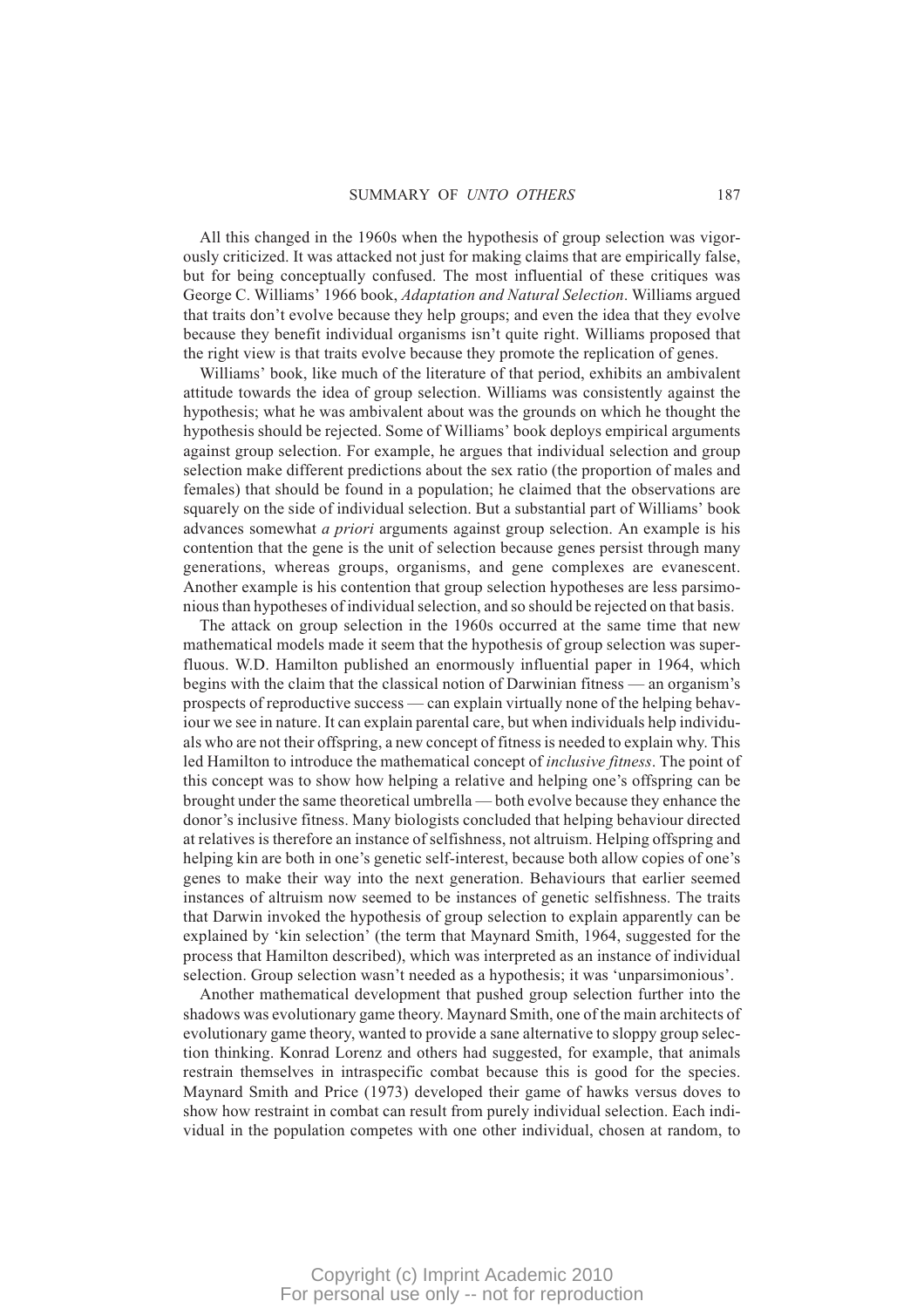All this changed in the 1960s when the hypothesis of group selection was vigorously criticized. It was attacked not just for making claims that are empirically false, but for being conceptually confused. The most influential of these critiques was George C. Williams' 1966 book, *Adaptation and Natural Selection*. Williams argued that traits don't evolve because they help groups; and even the idea that they evolve because they benefit individual organisms isn't quite right. Williams proposed that the right view is that traits evolve because they promote the replication of genes.

Williams' book, like much of the literature of that period, exhibits an ambivalent attitude towards the idea of group selection. Williams was consistently against the hypothesis; what he was ambivalent about was the grounds on which he thought the hypothesis should be rejected. Some of Williams' book deploys empirical arguments against group selection. For example, he argues that individual selection and group selection make different predictions about the sex ratio (the proportion of males and females) that should be found in a population; he claimed that the observations are squarely on the side of individual selection. But a substantial part of Williams' book advances somewhat *a priori* arguments against group selection. An example is his contention that the gene is the unit of selection because genes persist through many generations, whereas groups, organisms, and gene complexes are evanescent. Another example is his contention that group selection hypotheses are less parsimonious than hypotheses of individual selection, and so should be rejected on that basis.

The attack on group selection in the 1960s occurred at the same time that new mathematical models made it seem that the hypothesis of group selection was superfluous. W.D. Hamilton published an enormously influential paper in 1964, which begins with the claim that the classical notion of Darwinian fitness — an organism's prospects of reproductive success — can explain virtually none of the helping behaviour we see in nature. It can explain parental care, but when individuals help individuals who are not their offspring, a new concept of fitness is needed to explain why. This led Hamilton to introduce the mathematical concept of *inclusive fitness*. The point of this concept was to show how helping a relative and helping one's offspring can be brought under the same theoretical umbrella — both evolve because they enhance the donor's inclusive fitness. Many biologists concluded that helping behaviour directed at relatives is therefore an instance of selfishness, not altruism. Helping offspring and helping kin are both in one's genetic self-interest, because both allow copies of one's genes to make their way into the next generation. Behaviours that earlier seemed instances of altruism now seemed to be instances of genetic selfishness. The traits that Darwin invoked the hypothesis of group selection to explain apparently can be explained by 'kin selection' (the term that Maynard Smith, 1964, suggested for the process that Hamilton described), which was interpreted as an instance of individual selection. Group selection wasn't needed as a hypothesis; it was 'unparsimonious'.

Another mathematical development that pushed group selection further into the shadows was evolutionary game theory. Maynard Smith, one of the main architects of evolutionary game theory, wanted to provide a sane alternative to sloppy group selection thinking. Konrad Lorenz and others had suggested, for example, that animals restrain themselves in intraspecific combat because this is good for the species. Maynard Smith and Price (1973) developed their game of hawks versus doves to show how restraint in combat can result from purely individual selection. Each individual in the population competes with one other individual, chosen at random, to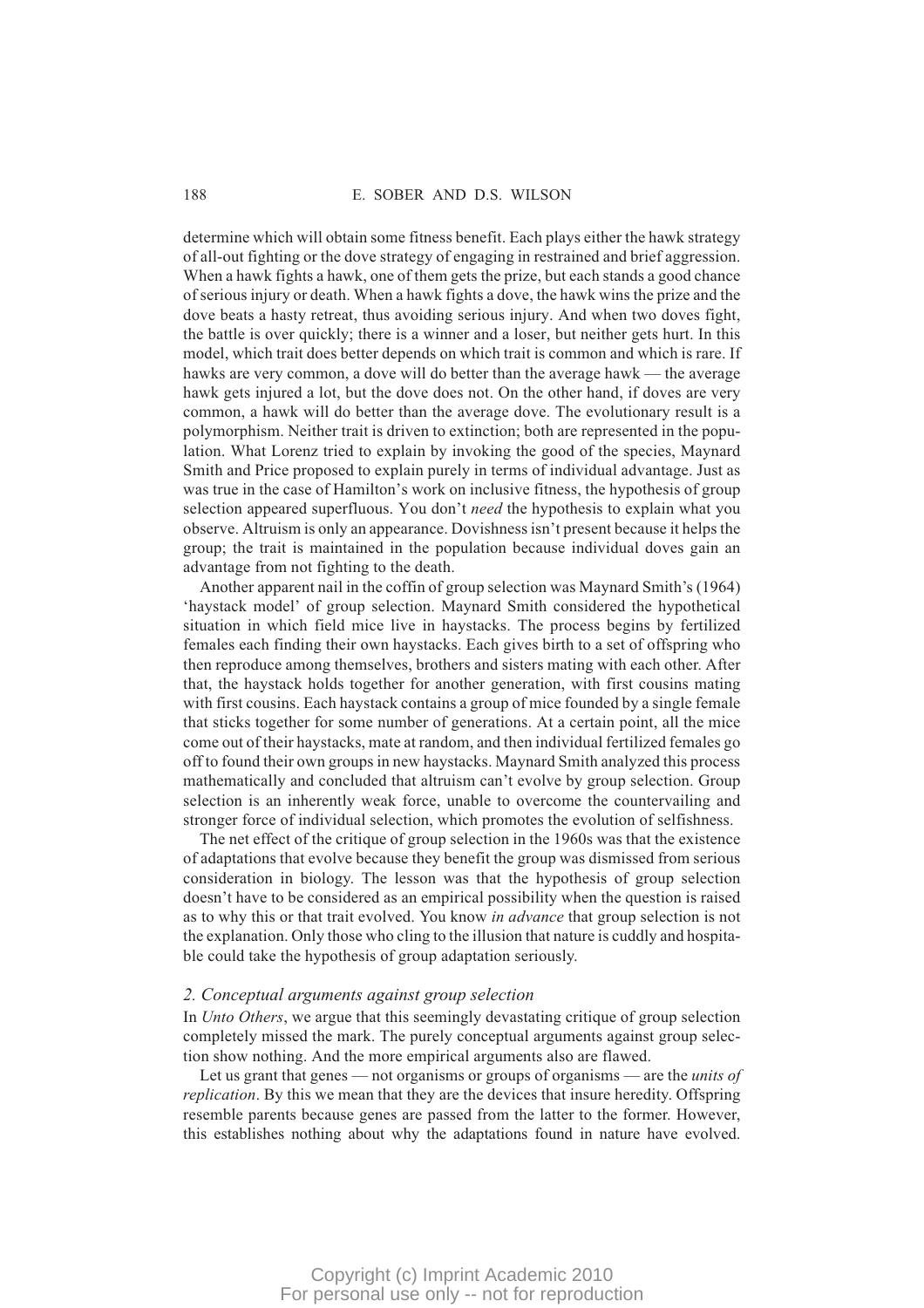determine which will obtain some fitness benefit. Each plays either the hawk strategy of all-out fighting or the dove strategy of engaging in restrained and brief aggression. When a hawk fights a hawk, one of them gets the prize, but each stands a good chance of serious injury or death. When a hawk fights a dove, the hawk wins the prize and the dove beats a hasty retreat, thus avoiding serious injury. And when two doves fight, the battle is over quickly; there is a winner and a loser, but neither gets hurt. In this model, which trait does better depends on which trait is common and which is rare. If hawks are very common, a dove will do better than the average hawk — the average hawk gets injured a lot, but the dove does not. On the other hand, if doves are very common, a hawk will do better than the average dove. The evolutionary result is a polymorphism. Neither trait is driven to extinction; both are represented in the population. What Lorenz tried to explain by invoking the good of the species, Maynard Smith and Price proposed to explain purely in terms of individual advantage. Just as was true in the case of Hamilton's work on inclusive fitness, the hypothesis of group selection appeared superfluous. You don't *need* the hypothesis to explain what you observe. Altruism is only an appearance. Dovishness isn't present because it helps the group; the trait is maintained in the population because individual doves gain an advantage from not fighting to the death.

Another apparent nail in the coffin of group selection was Maynard Smith's (1964) 'haystack model' of group selection. Maynard Smith considered the hypothetical situation in which field mice live in haystacks. The process begins by fertilized females each finding their own haystacks. Each gives birth to a set of offspring who then reproduce among themselves, brothers and sisters mating with each other. After that, the haystack holds together for another generation, with first cousins mating with first cousins. Each haystack contains a group of mice founded by a single female that sticks together for some number of generations. At a certain point, all the mice come out of their haystacks, mate at random, and then individual fertilized females go off to found their own groups in new haystacks. Maynard Smith analyzed this process mathematically and concluded that altruism can't evolve by group selection. Group selection is an inherently weak force, unable to overcome the countervailing and stronger force of individual selection, which promotes the evolution of selfishness.

The net effect of the critique of group selection in the 1960s was that the existence of adaptations that evolve because they benefit the group was dismissed from serious consideration in biology. The lesson was that the hypothesis of group selection doesn't have to be considered as an empirical possibility when the question is raised as to why this or that trait evolved. You know *in advance* that group selection is not the explanation. Only those who cling to the illusion that nature is cuddly and hospitable could take the hypothesis of group adaptation seriously.

### 2. Conceptual arguments against group selection

In *Unto Others*, we argue that this seemingly devastating critique of group selection completely missed the mark. The purely conceptual arguments against group selection show nothing. And the more empirical arguments also are flawed.

Let us grant that genes — not organisms or groups of organisms — are the *units of replication*. By this we mean that they are the devices that insure heredity. Offspring resemble parents because genes are passed from the latter to the former. However, this establishes nothing about why the adaptations found in nature have evolved.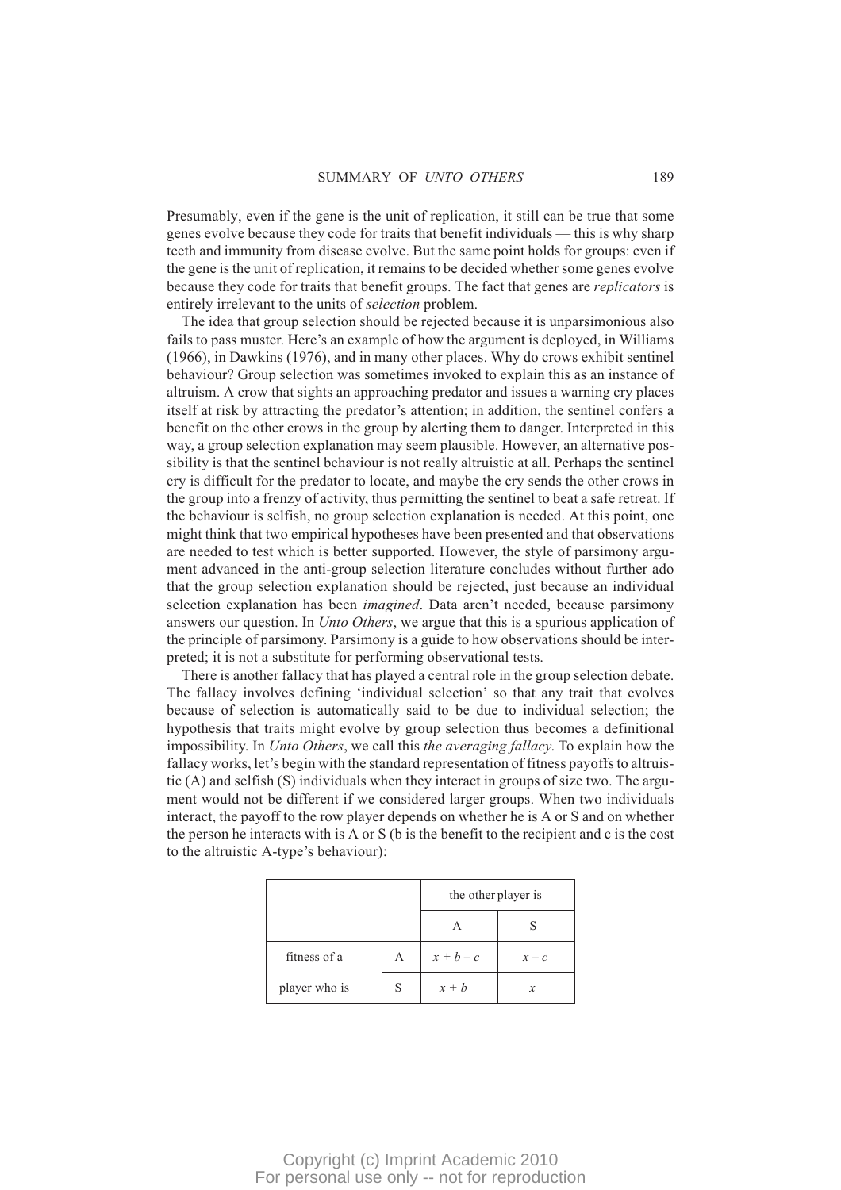Presumably, even if the gene is the unit of replication, it still can be true that some genes evolve because they code for traits that benefit individuals — this is why sharp teeth and immunity from disease evolve. But the same point holds for groups: even if the gene is the unit of replication, it remains to be decided whether some genes evolve because they code for traits that benefit groups. The fact that genes are *replicators* is entirely irrelevant to the units of *selection* problem.

The idea that group selection should be rejected because it is unparsimonious also fails to pass muster. Here's an example of how the argument is deployed, in Williams (1966), in Dawkins (1976), and in many other places. Why do crows exhibit sentinel behaviour? Group selection was sometimes invoked to explain this as an instance of altruism. A crow that sights an approaching predator and issues a warning cry places itself at risk by attracting the predator's attention; in addition, the sentinel confers a benefit on the other crows in the group by alerting them to danger. Interpreted in this way, a group selection explanation may seem plausible. However, an alternative possibility is that the sentinel behaviour is not really altruistic at all. Perhaps the sentinel cry is difficult for the predator to locate, and maybe the cry sends the other crows in the group into a frenzy of activity, thus permitting the sentinel to beat a safe retreat. If the behaviour is selfish, no group selection explanation is needed. At this point, one might think that two empirical hypotheses have been presented and that observations are needed to test which is better supported. However, the style of parsimony argument advanced in the anti-group selection literature concludes without further ado that the group selection explanation should be rejected, just because an individual selection explanation has been *imagined*. Data aren't needed, because parsimony answers our question. In *Unto Others*, we argue that this is a spurious application of the principle of parsimony. Parsimony is a guide to how observations should be interpreted; it is not a substitute for performing observational tests.

There is another fallacy that has played a central role in the group selection debate. The fallacy involves defining 'individual selection' so that any trait that evolves because of selection is automatically said to be due to individual selection; the hypothesis that traits might evolve by group selection thus becomes a definitional impossibility. In *Unto Others*, we call this *the averaging fallacy*. To explain how the fallacy works, let's begin with the standard representation of fitness payoffs to altruistic (A) and selfish (S) individuals when they interact in groups of size two. The argument would not be different if we considered larger groups. When two individuals interact, the payoff to the row player depends on whether he is A or S and on whether the person he interacts with is A or S (b is the benefit to the recipient and c is the cost to the altruistic A-type's behaviour):

| | | the other player is | |
|---|---|---|---|
| | | A | S |
| fitness of a | A | $x + b - c$ | $x - c$ |
| player who is | S | $x + b$ | $x$ |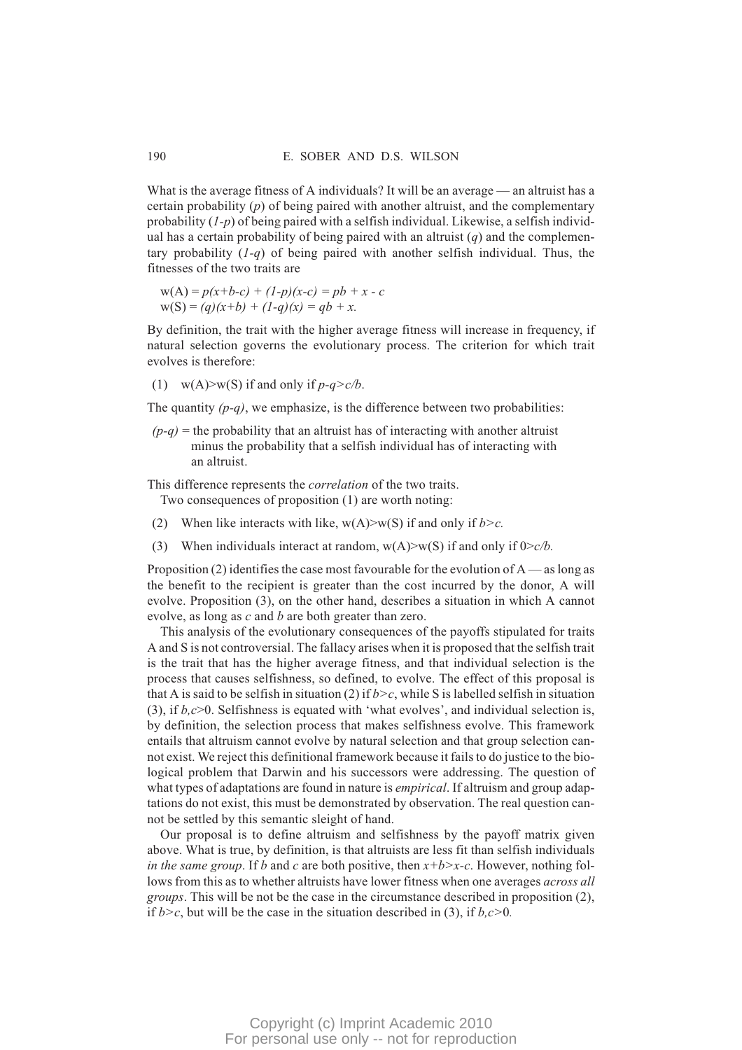What is the average fitness of A individuals? It will be an average — an altruist has a certain probability ($p$) of being paired with another altruist, and the complementary probability ($1-p$) of being paired with a selfish individual. Likewise, a selfish individual has a certain probability of being paired with an altruist ($q$) and the complementary probability ($1-q$) of being paired with another selfish individual. Thus, the fitnesses of the two traits are

$$w(A) = p(x+b-c) + (1-p)(x-c) = pb + x - c$$
$$w(S) = (q)(x+b) + (1-q)(x) = qb + x.$$

By definition, the trait with the higher average fitness will increase in frequency, if natural selection governs the evolutionary process. The criterion for which trait evolves is therefore:

(1) $w(A)>w(S)$ if and only if $p-q>c/b$.

The quantity $(p-q)$, we emphasize, is the difference between two probabilities:

$(p-q)$ = the probability that an altruist has of interacting with another altruist minus the probability that a selfish individual has of interacting with an altruist.

This difference represents the *correlation* of the two traits.

Two consequences of proposition (1) are worth noting:

(2) When like interacts with like, $w(A)>w(S)$ if and only if $b>c$.

(3) When individuals interact at random, $w(A)>w(S)$ if and only if $0>c/b$.

Proposition (2) identifies the case most favourable for the evolution of A — as long as the benefit to the recipient is greater than the cost incurred by the donor, A will evolve. Proposition (3), on the other hand, describes a situation in which A cannot evolve, as long as $c$ and $b$ are both greater than zero.

This analysis of the evolutionary consequences of the payoffs stipulated for traits A and S is not controversial. The fallacy arises when it is proposed that the selfish trait is the trait that has the higher average fitness, and that individual selection is the process that causes selfishness, so defined, to evolve. The effect of this proposal is that A is said to be selfish in situation (2) if $b>c$, while S is labelled selfish in situation (3), if $b,c>0$. Selfishness is equated with 'what evolves', and individual selection is, by definition, the selection process that makes selfishness evolve. This framework entails that altruism cannot evolve by natural selection and that group selection cannot exist. We reject this definitional framework because it fails to do justice to the biological problem that Darwin and his successors were addressing. The question of what types of adaptations are found in nature is *empirical*. If altruism and group adaptations do not exist, this must be demonstrated by observation. The real question cannot be settled by this semantic sleight of hand.

Our proposal is to define altruism and selfishness by the payoff matrix given above. What is true, by definition, is that altruists are less fit than selfish individuals *in the same group*. If $b$ and $c$ are both positive, then $x+b>x-c$. However, nothing follows from this as to whether altruists have lower fitness when one averages *across all groups*. This will be not be the case in the circumstance described in proposition (2), if $b>c$, but will be the case in the situation described in (3), if $b,c>0$.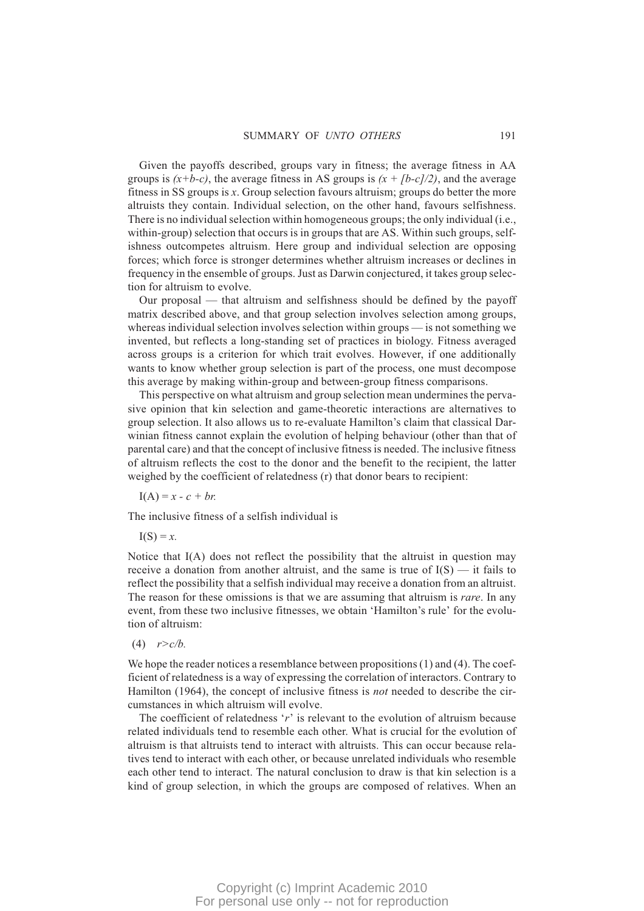Given the payoffs described, groups vary in fitness; the average fitness in AA groups is $(x+b-c)$, the average fitness in AS groups is $(x + [b-c]/2)$, and the average fitness in SS groups is $x$. Group selection favours altruism; groups do better the more altruists they contain. Individual selection, on the other hand, favours selfishness. There is no individual selection within homogeneous groups; the only individual (i.e., within-group) selection that occurs is in groups that are AS. Within such groups, selfishness outcompetes altruism. Here group and individual selection are opposing forces; which force is stronger determines whether altruism increases or declines in frequency in the ensemble of groups. Just as Darwin conjectured, it takes group selection for altruism to evolve.

Our proposal — that altruism and selfishness should be defined by the payoff matrix described above, and that group selection involves selection among groups, whereas individual selection involves selection within groups — is not something we invented, but reflects a long-standing set of practices in biology. Fitness averaged across groups is a criterion for which trait evolves. However, if one additionally wants to know whether group selection is part of the process, one must decompose this average by making within-group and between-group fitness comparisons.

This perspective on what altruism and group selection mean undermines the pervasive opinion that kin selection and game-theoretic interactions are alternatives to group selection. It also allows us to re-evaluate Hamilton's claim that classical Darwinian fitness cannot explain the evolution of helping behaviour (other than that of parental care) and that the concept of inclusive fitness is needed. The inclusive fitness of altruism reflects the cost to the donor and the benefit to the recipient, the latter weighed by the coefficient of relatedness (r) that donor bears to recipient:

$$I(A) = x - c + br.$$

The inclusive fitness of a selfish individual is

$$I(S) = x.$$

Notice that I(A) does not reflect the possibility that the altruist in question may receive a donation from another altruist, and the same is true of I(S) — it fails to reflect the possibility that a selfish individual may receive a donation from an altruist. The reason for these omissions is that we are assuming that altruism is *rare*. In any event, from these two inclusive fitnesses, we obtain 'Hamilton's rule' for the evolution of altruism:

(4) $r > c/b.$

We hope the reader notices a resemblance between propositions (1) and (4). The coefficient of relatedness is a way of expressing the correlation of interactors. Contrary to Hamilton (1964), the concept of inclusive fitness is *not* needed to describe the circumstances in which altruism will evolve.

The coefficient of relatedness '$r$' is relevant to the evolution of altruism because related individuals tend to resemble each other. What is crucial for the evolution of altruism is that altruists tend to interact with altruists. This can occur because relatives tend to interact with each other, or because unrelated individuals who resemble each other tend to interact. The natural conclusion to draw is that kin selection is a kind of group selection, in which the groups are composed of relatives. When an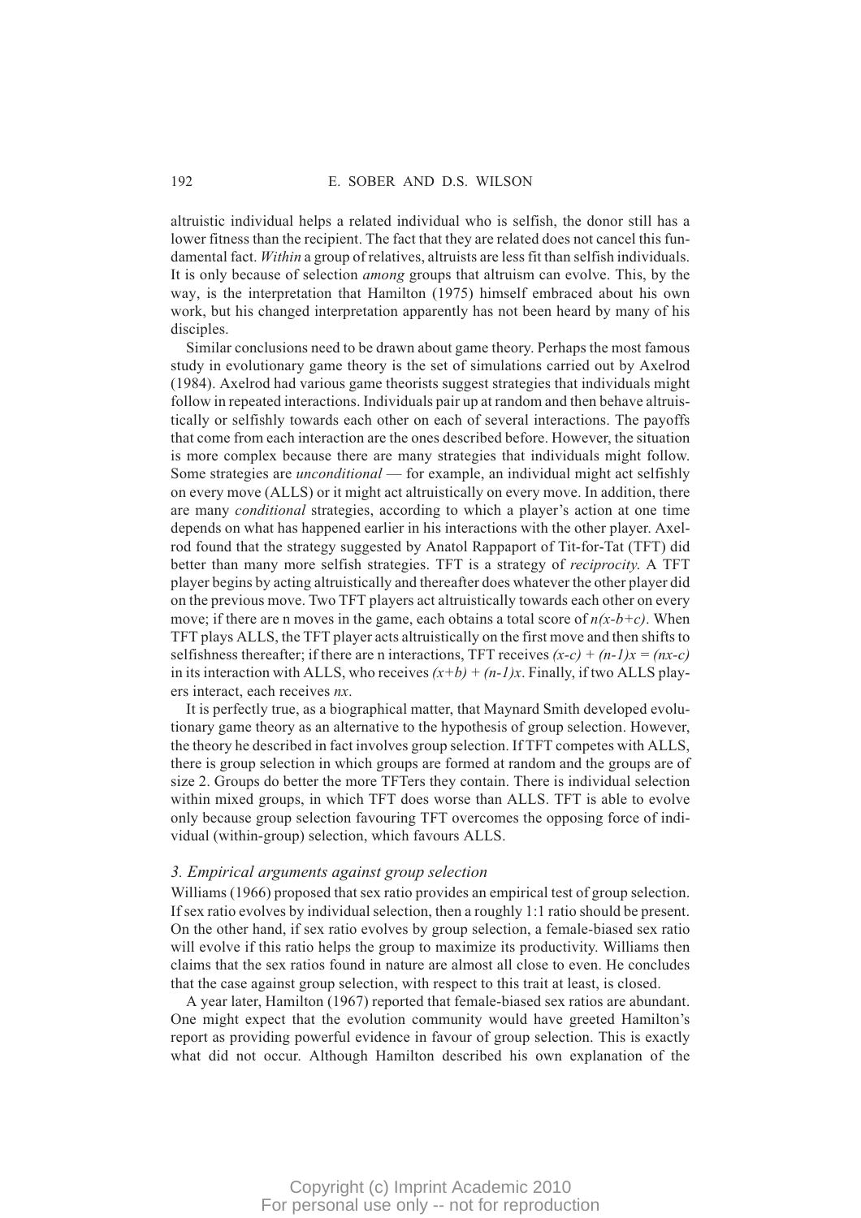altruistic individual helps a related individual who is selfish, the donor still has a lower fitness than the recipient. The fact that they are related does not cancel this fundamental fact. *Within* a group of relatives, altruists are less fit than selfish individuals. It is only because of selection *among* groups that altruism can evolve. This, by the way, is the interpretation that Hamilton (1975) himself embraced about his own work, but his changed interpretation apparently has not been heard by many of his disciples.

Similar conclusions need to be drawn about game theory. Perhaps the most famous study in evolutionary game theory is the set of simulations carried out by Axelrod (1984). Axelrod had various game theorists suggest strategies that individuals might follow in repeated interactions. Individuals pair up at random and then behave altruistically or selfishly towards each other on each of several interactions. The payoffs that come from each interaction are the ones described before. However, the situation is more complex because there are many strategies that individuals might follow. Some strategies are *unconditional* — for example, an individual might act selfishly on every move (ALLS) or it might act altruistically on every move. In addition, there are many *conditional* strategies, according to which a player's action at one time depends on what has happened earlier in his interactions with the other player. Axelrod found that the strategy suggested by Anatol Rappaport of Tit-for-Tat (TFT) did better than many more selfish strategies. TFT is a strategy of *reciprocity*. A TFT player begins by acting altruistically and thereafter does whatever the other player did on the previous move. Two TFT players act altruistically towards each other on every move; if there are n moves in the game, each obtains a total score of $n(x\text{-}b\text{+}c)$. When TFT plays ALLS, the TFT player acts altruistically on the first move and then shifts to selfishness thereafter; if there are n interactions, TFT receives $(x\text{-}c) + (n\text{-}1)x = (nx\text{-}c)$ in its interaction with ALLS, who receives $(x\text{+}b) + (n\text{-}1)x$. Finally, if two ALLS players interact, each receives $nx$.

It is perfectly true, as a biographical matter, that Maynard Smith developed evolutionary game theory as an alternative to the hypothesis of group selection. However, the theory he described in fact involves group selection. If TFT competes with ALLS, there is group selection in which groups are formed at random and the groups are of size 2. Groups do better the more TFTers they contain. There is individual selection within mixed groups, in which TFT does worse than ALLS. TFT is able to evolve only because group selection favouring TFT overcomes the opposing force of individual (within-group) selection, which favours ALLS.

### *3. Empirical arguments against group selection*

Williams (1966) proposed that sex ratio provides an empirical test of group selection. If sex ratio evolves by individual selection, then a roughly 1:1 ratio should be present. On the other hand, if sex ratio evolves by group selection, a female-biased sex ratio will evolve if this ratio helps the group to maximize its productivity. Williams then claims that the sex ratios found in nature are almost all close to even. He concludes that the case against group selection, with respect to this trait at least, is closed.

A year later, Hamilton (1967) reported that female-biased sex ratios are abundant. One might expect that the evolution community would have greeted Hamilton's report as providing powerful evidence in favour of group selection. This is exactly what did not occur. Although Hamilton described his own explanation of the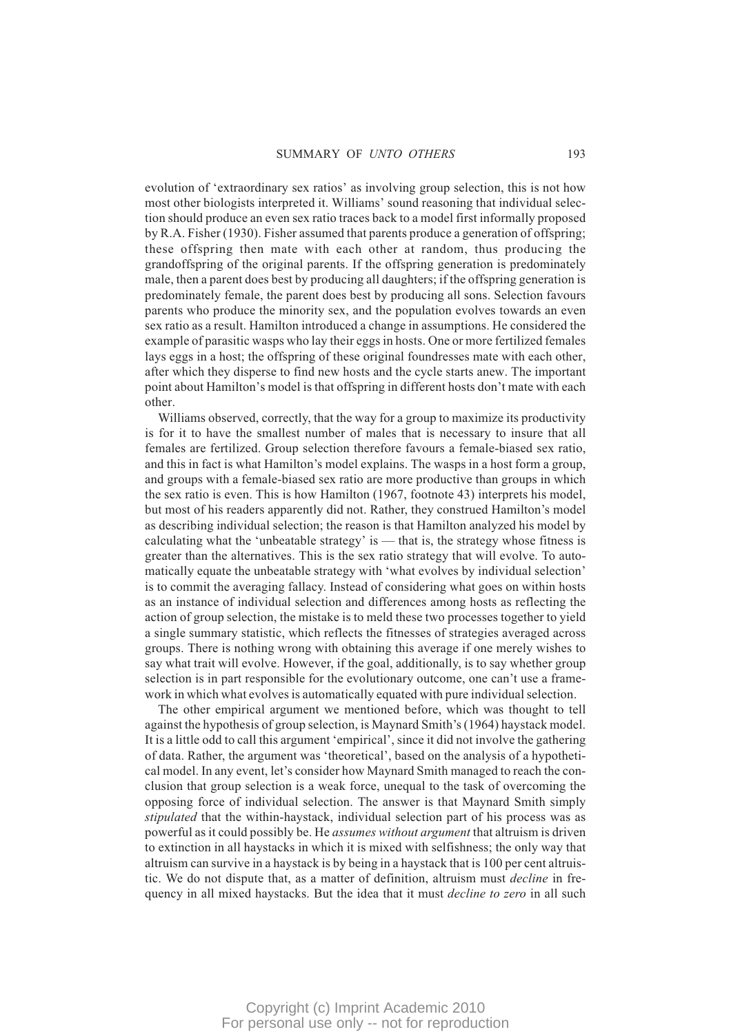evolution of 'extraordinary sex ratios' as involving group selection, this is not how most other biologists interpreted it. Williams' sound reasoning that individual selection should produce an even sex ratio traces back to a model first informally proposed by R.A. Fisher (1930). Fisher assumed that parents produce a generation of offspring; these offspring then mate with each other at random, thus producing the grandoffspring of the original parents. If the offspring generation is predominately male, then a parent does best by producing all daughters; if the offspring generation is predominately female, the parent does best by producing all sons. Selection favours parents who produce the minority sex, and the population evolves towards an even sex ratio as a result. Hamilton introduced a change in assumptions. He considered the example of parasitic wasps who lay their eggs in hosts. One or more fertilized females lays eggs in a host; the offspring of these original foundresses mate with each other, after which they disperse to find new hosts and the cycle starts anew. The important point about Hamilton's model is that offspring in different hosts don't mate with each other.

Williams observed, correctly, that the way for a group to maximize its productivity is for it to have the smallest number of males that is necessary to insure that all females are fertilized. Group selection therefore favours a female-biased sex ratio, and this in fact is what Hamilton's model explains. The wasps in a host form a group, and groups with a female-biased sex ratio are more productive than groups in which the sex ratio is even. This is how Hamilton (1967, footnote 43) interprets his model, but most of his readers apparently did not. Rather, they construed Hamilton's model as describing individual selection; the reason is that Hamilton analyzed his model by calculating what the 'unbeatable strategy' is — that is, the strategy whose fitness is greater than the alternatives. This is the sex ratio strategy that will evolve. To automatically equate the unbeatable strategy with 'what evolves by individual selection' is to commit the averaging fallacy. Instead of considering what goes on within hosts as an instance of individual selection and differences among hosts as reflecting the action of group selection, the mistake is to meld these two processes together to yield a single summary statistic, which reflects the fitnesses of strategies averaged across groups. There is nothing wrong with obtaining this average if one merely wishes to say what trait will evolve. However, if the goal, additionally, is to say whether group selection is in part responsible for the evolutionary outcome, one can't use a framework in which what evolves is automatically equated with pure individual selection.

The other empirical argument we mentioned before, which was thought to tell against the hypothesis of group selection, is Maynard Smith's (1964) haystack model. It is a little odd to call this argument 'empirical', since it did not involve the gathering of data. Rather, the argument was 'theoretical', based on the analysis of a hypothetical model. In any event, let's consider how Maynard Smith managed to reach the conclusion that group selection is a weak force, unequal to the task of overcoming the opposing force of individual selection. The answer is that Maynard Smith simply *stipulated* that the within-haystack, individual selection part of his process was as powerful as it could possibly be. He *assumes without argument* that altruism is driven to extinction in all haystacks in which it is mixed with selfishness; the only way that altruism can survive in a haystack is by being in a haystack that is 100 per cent altruistic. We do not dispute that, as a matter of definition, altruism must *decline* in frequency in all mixed haystacks. But the idea that it must *decline to zero* in all such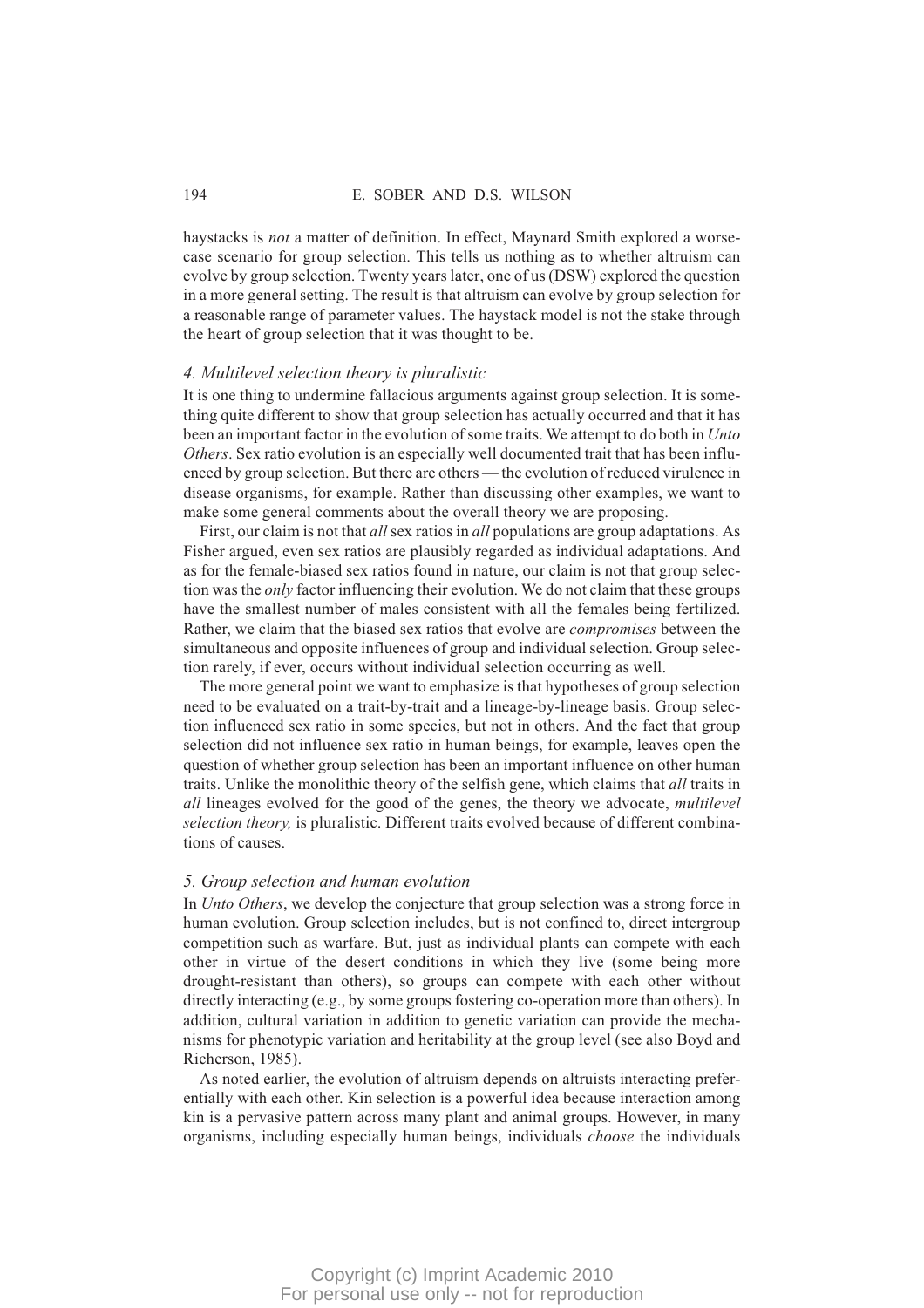haystacks is *not* a matter of definition. In effect, Maynard Smith explored a worse-case scenario for group selection. This tells us nothing as to whether altruism can evolve by group selection. Twenty years later, one of us (DSW) explored the question in a more general setting. The result is that altruism can evolve by group selection for a reasonable range of parameter values. The haystack model is not the stake through the heart of group selection that it was thought to be.

### *4. Multilevel selection theory is pluralistic*

It is one thing to undermine fallacious arguments against group selection. It is something quite different to show that group selection has actually occurred and that it has been an important factor in the evolution of some traits. We attempt to do both in *Unto Others*. Sex ratio evolution is an especially well documented trait that has been influenced by group selection. But there are others — the evolution of reduced virulence in disease organisms, for example. Rather than discussing other examples, we want to make some general comments about the overall theory we are proposing.

First, our claim is not that *all* sex ratios in *all* populations are group adaptations. As Fisher argued, even sex ratios are plausibly regarded as individual adaptations. And as for the female-biased sex ratios found in nature, our claim is not that group selection was the *only* factor influencing their evolution. We do not claim that these groups have the smallest number of males consistent with all the females being fertilized. Rather, we claim that the biased sex ratios that evolve are *compromises* between the simultaneous and opposite influences of group and individual selection. Group selection rarely, if ever, occurs without individual selection occurring as well.

The more general point we want to emphasize is that hypotheses of group selection need to be evaluated on a trait-by-trait and a lineage-by-lineage basis. Group selection influenced sex ratio in some species, but not in others. And the fact that group selection did not influence sex ratio in human beings, for example, leaves open the question of whether group selection has been an important influence on other human traits. Unlike the monolithic theory of the selfish gene, which claims that *all* traits in *all* lineages evolved for the good of the genes, the theory we advocate, *multilevel selection theory,* is pluralistic. Different traits evolved because of different combinations of causes.

### *5. Group selection and human evolution*

In *Unto Others*, we develop the conjecture that group selection was a strong force in human evolution. Group selection includes, but is not confined to, direct intergroup competition such as warfare. But, just as individual plants can compete with each other in virtue of the desert conditions in which they live (some being more drought-resistant than others), so groups can compete with each other without directly interacting (e.g., by some groups fostering co-operation more than others). In addition, cultural variation in addition to genetic variation can provide the mechanisms for phenotypic variation and heritability at the group level (see also Boyd and Richerson, 1985).

As noted earlier, the evolution of altruism depends on altruists interacting preferentially with each other. Kin selection is a powerful idea because interaction among kin is a pervasive pattern across many plant and animal groups. However, in many organisms, including especially human beings, individuals *choose* the individuals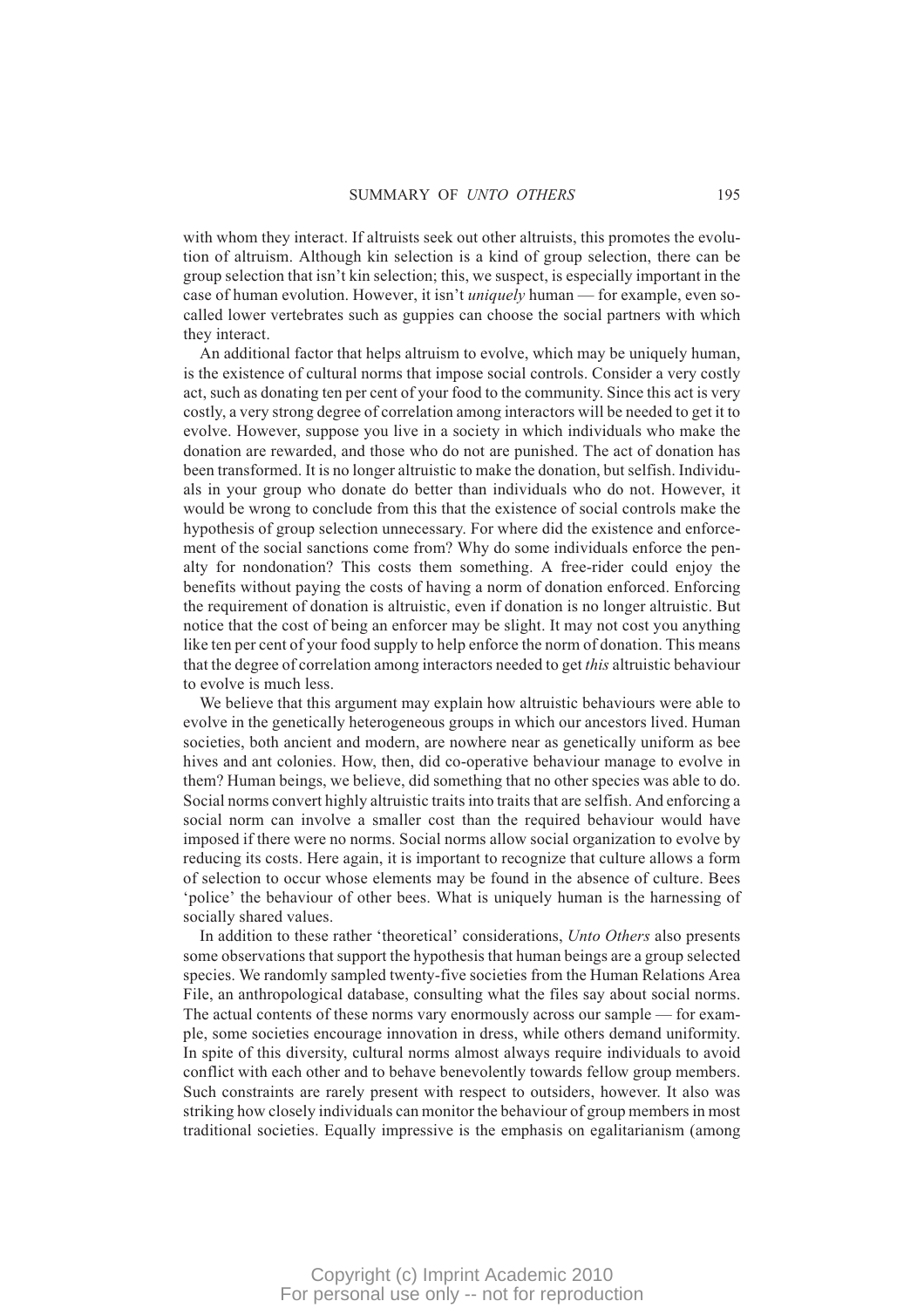with whom they interact. If altruists seek out other altruists, this promotes the evolution of altruism. Although kin selection is a kind of group selection, there can be group selection that isn't kin selection; this, we suspect, is especially important in the case of human evolution. However, it isn't *uniquely* human — for example, even so-called lower vertebrates such as guppies can choose the social partners with which they interact.

An additional factor that helps altruism to evolve, which may be uniquely human, is the existence of cultural norms that impose social controls. Consider a very costly act, such as donating ten per cent of your food to the community. Since this act is very costly, a very strong degree of correlation among interactors will be needed to get it to evolve. However, suppose you live in a society in which individuals who make the donation are rewarded, and those who do not are punished. The act of donation has been transformed. It is no longer altruistic to make the donation, but selfish. Individuals in your group who donate do better than individuals who do not. However, it would be wrong to conclude from this that the existence of social controls make the hypothesis of group selection unnecessary. For where did the existence and enforcement of the social sanctions come from? Why do some individuals enforce the penalty for nondonation? This costs them something. A free-rider could enjoy the benefits without paying the costs of having a norm of donation enforced. Enforcing the requirement of donation is altruistic, even if donation is no longer altruistic. But notice that the cost of being an enforcer may be slight. It may not cost you anything like ten per cent of your food supply to help enforce the norm of donation. This means that the degree of correlation among interactors needed to get *this* altruistic behaviour to evolve is much less.

We believe that this argument may explain how altruistic behaviours were able to evolve in the genetically heterogeneous groups in which our ancestors lived. Human societies, both ancient and modern, are nowhere near as genetically uniform as bee hives and ant colonies. How, then, did co-operative behaviour manage to evolve in them? Human beings, we believe, did something that no other species was able to do. Social norms convert highly altruistic traits into traits that are selfish. And enforcing a social norm can involve a smaller cost than the required behaviour would have imposed if there were no norms. Social norms allow social organization to evolve by reducing its costs. Here again, it is important to recognize that culture allows a form of selection to occur whose elements may be found in the absence of culture. Bees 'police' the behaviour of other bees. What is uniquely human is the harnessing of socially shared values.

In addition to these rather 'theoretical' considerations, *Unto Others* also presents some observations that support the hypothesis that human beings are a group selected species. We randomly sampled twenty-five societies from the Human Relations Area File, an anthropological database, consulting what the files say about social norms. The actual contents of these norms vary enormously across our sample — for example, some societies encourage innovation in dress, while others demand uniformity. In spite of this diversity, cultural norms almost always require individuals to avoid conflict with each other and to behave benevolently towards fellow group members. Such constraints are rarely present with respect to outsiders, however. It also was striking how closely individuals can monitor the behaviour of group members in most traditional societies. Equally impressive is the emphasis on egalitarianism (among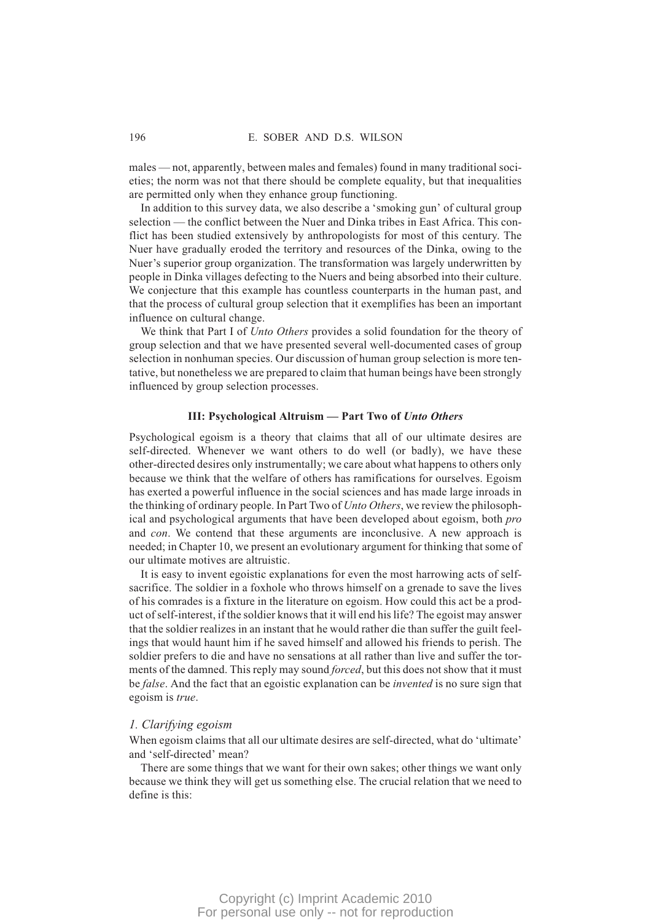males — not, apparently, between males and females) found in many traditional societies; the norm was not that there should be complete equality, but that inequalities are permitted only when they enhance group functioning.

In addition to this survey data, we also describe a 'smoking gun' of cultural group selection — the conflict between the Nuer and Dinka tribes in East Africa. This conflict has been studied extensively by anthropologists for most of this century. The Nuer have gradually eroded the territory and resources of the Dinka, owing to the Nuer's superior group organization. The transformation was largely underwritten by people in Dinka villages defecting to the Nuers and being absorbed into their culture. We conjecture that this example has countless counterparts in the human past, and that the process of cultural group selection that it exemplifies has been an important influence on cultural change.

We think that Part I of *Unto Others* provides a solid foundation for the theory of group selection and that we have presented several well-documented cases of group selection in nonhuman species. Our discussion of human group selection is more tentative, but nonetheless we are prepared to claim that human beings have been strongly influenced by group selection processes.

### III: Psychological Altruism — Part Two of *Unto Others*

Psychological egoism is a theory that claims that all of our ultimate desires are self-directed. Whenever we want others to do well (or badly), we have these other-directed desires only instrumentally; we care about what happens to others only because we think that the welfare of others has ramifications for ourselves. Egoism has exerted a powerful influence in the social sciences and has made large inroads in the thinking of ordinary people. In Part Two of *Unto Others*, we review the philosophical and psychological arguments that have been developed about egoism, both *pro* and *con*. We contend that these arguments are inconclusive. A new approach is needed; in Chapter 10, we present an evolutionary argument for thinking that some of our ultimate motives are altruistic.

It is easy to invent egoistic explanations for even the most harrowing acts of self-sacrifice. The soldier in a foxhole who throws himself on a grenade to save the lives of his comrades is a fixture in the literature on egoism. How could this act be a product of self-interest, if the soldier knows that it will end his life? The egoist may answer that the soldier realizes in an instant that he would rather die than suffer the guilt feelings that would haunt him if he saved himself and allowed his friends to perish. The soldier prefers to die and have no sensations at all rather than live and suffer the torments of the damned. This reply may sound *forced*, but this does not show that it must be *false*. And the fact that an egoistic explanation can be *invented* is no sure sign that egoism is *true*.

#### *1. Clarifying egoism*

When egoism claims that all our ultimate desires are self-directed, what do 'ultimate' and 'self-directed' mean?

There are some things that we want for their own sakes; other things we want only because we think they will get us something else. The crucial relation that we need to define is this: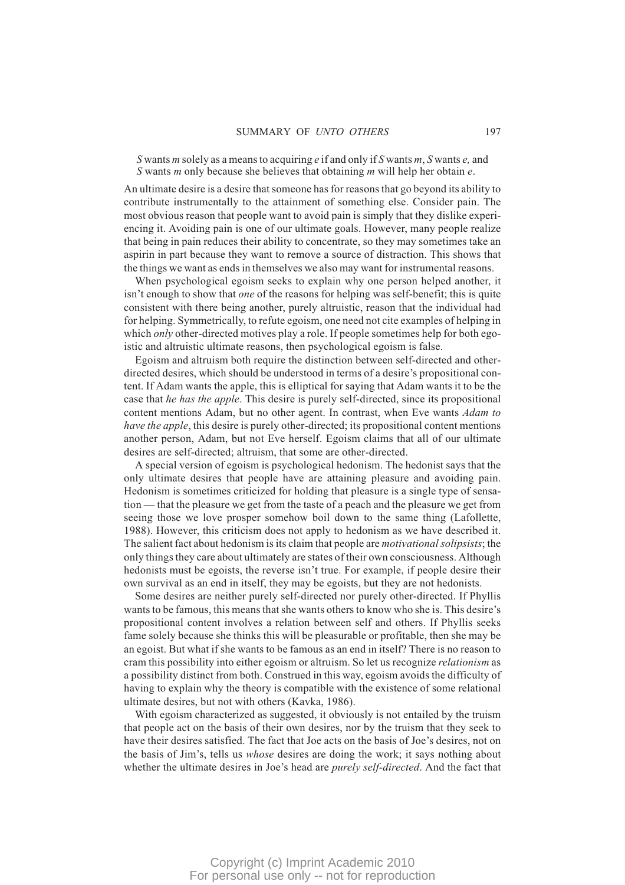*S* wants *m* solely as a means to acquiring *e* if and only if *S* wants *m*, *S* wants *e,* and *S* wants *m* only because she believes that obtaining *m* will help her obtain *e*.

An ultimate desire is a desire that someone has for reasons that go beyond its ability to contribute instrumentally to the attainment of something else. Consider pain. The most obvious reason that people want to avoid pain is simply that they dislike experiencing it. Avoiding pain is one of our ultimate goals. However, many people realize that being in pain reduces their ability to concentrate, so they may sometimes take an aspirin in part because they want to remove a source of distraction. This shows that the things we want as ends in themselves we also may want for instrumental reasons.

When psychological egoism seeks to explain why one person helped another, it isn't enough to show that *one* of the reasons for helping was self-benefit; this is quite consistent with there being another, purely altruistic, reason that the individual had for helping. Symmetrically, to refute egoism, one need not cite examples of helping in which *only* other-directed motives play a role. If people sometimes help for both egoistic and altruistic ultimate reasons, then psychological egoism is false.

Egoism and altruism both require the distinction between self-directed and other-directed desires, which should be understood in terms of a desire's propositional content. If Adam wants the apple, this is elliptical for saying that Adam wants it to be the case that *he has the apple*. This desire is purely self-directed, since its propositional content mentions Adam, but no other agent. In contrast, when Eve wants *Adam to have the apple*, this desire is purely other-directed; its propositional content mentions another person, Adam, but not Eve herself. Egoism claims that all of our ultimate desires are self-directed; altruism, that some are other-directed.

A special version of egoism is psychological hedonism. The hedonist says that the only ultimate desires that people have are attaining pleasure and avoiding pain. Hedonism is sometimes criticized for holding that pleasure is a single type of sensation — that the pleasure we get from the taste of a peach and the pleasure we get from seeing those we love prosper somehow boil down to the same thing (Lafollette, 1988). However, this criticism does not apply to hedonism as we have described it. The salient fact about hedonism is its claim that people are *motivational solipsists*; the only things they care about ultimately are states of their own consciousness. Although hedonists must be egoists, the reverse isn't true. For example, if people desire their own survival as an end in itself, they may be egoists, but they are not hedonists.

Some desires are neither purely self-directed nor purely other-directed. If Phyllis wants to be famous, this means that she wants others to know who she is. This desire's propositional content involves a relation between self and others. If Phyllis seeks fame solely because she thinks this will be pleasurable or profitable, then she may be an egoist. But what if she wants to be famous as an end in itself? There is no reason to cram this possibility into either egoism or altruism. So let us recognize *relationism* as a possibility distinct from both. Construed in this way, egoism avoids the difficulty of having to explain why the theory is compatible with the existence of some relational ultimate desires, but not with others (Kavka, 1986).

With egoism characterized as suggested, it obviously is not entailed by the truism that people act on the basis of their own desires, nor by the truism that they seek to have their desires satisfied. The fact that Joe acts on the basis of Joe's desires, not on the basis of Jim's, tells us *whose* desires are doing the work; it says nothing about whether the ultimate desires in Joe's head are *purely self-directed*. And the fact that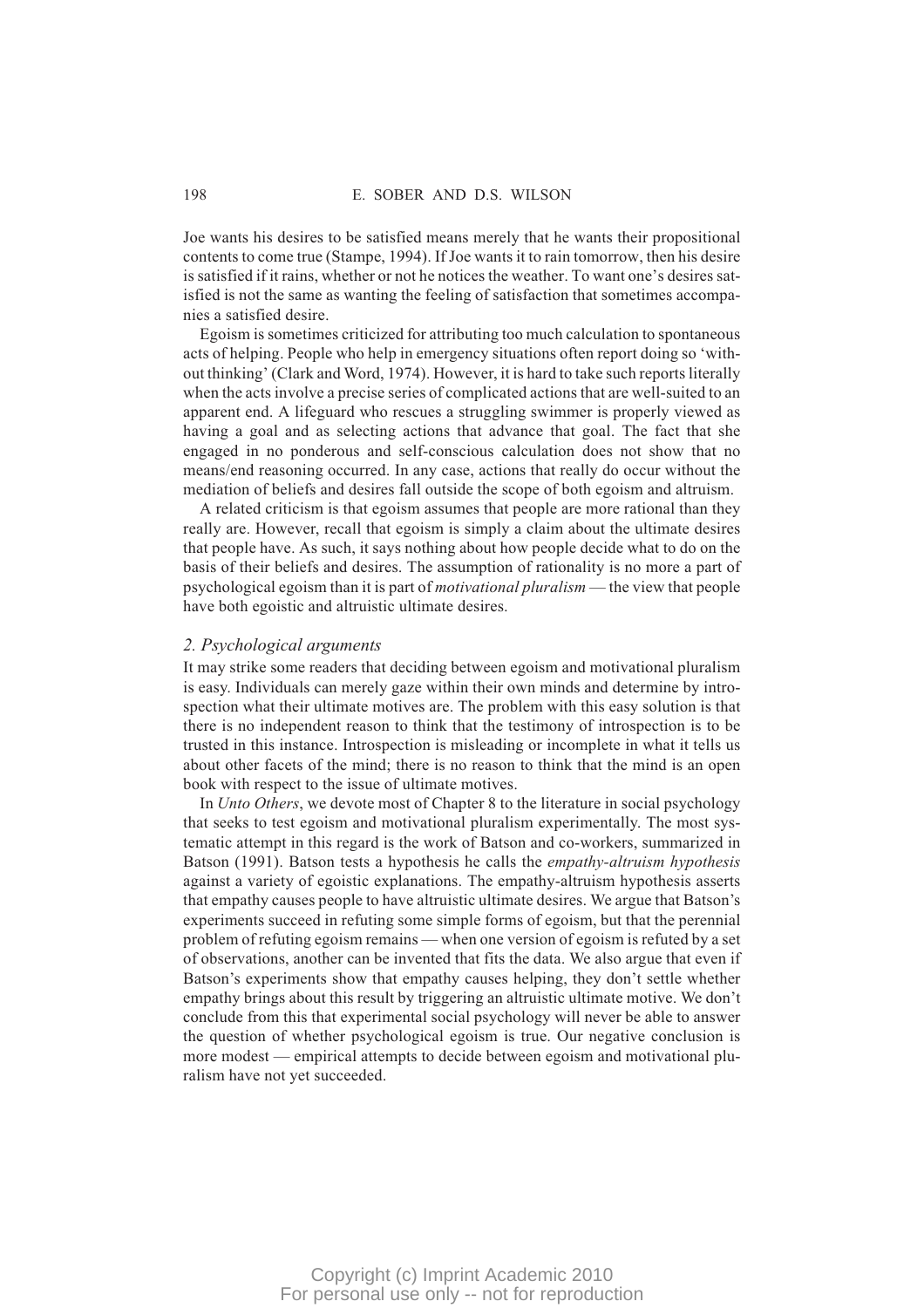Joe wants his desires to be satisfied means merely that he wants their propositional contents to come true (Stampe, 1994). If Joe wants it to rain tomorrow, then his desire is satisfied if it rains, whether or not he notices the weather. To want one's desires satisfied is not the same as wanting the feeling of satisfaction that sometimes accompanies a satisfied desire.

Egoism is sometimes criticized for attributing too much calculation to spontaneous acts of helping. People who help in emergency situations often report doing so 'without thinking' (Clark and Word, 1974). However, it is hard to take such reports literally when the acts involve a precise series of complicated actions that are well-suited to an apparent end. A lifeguard who rescues a struggling swimmer is properly viewed as having a goal and as selecting actions that advance that goal. The fact that she engaged in no ponderous and self-conscious calculation does not show that no means/end reasoning occurred. In any case, actions that really do occur without the mediation of beliefs and desires fall outside the scope of both egoism and altruism.

A related criticism is that egoism assumes that people are more rational than they really are. However, recall that egoism is simply a claim about the ultimate desires that people have. As such, it says nothing about how people decide what to do on the basis of their beliefs and desires. The assumption of rationality is no more a part of psychological egoism than it is part of *motivational pluralism* — the view that people have both egoistic and altruistic ultimate desires.

## *2. Psychological arguments*

It may strike some readers that deciding between egoism and motivational pluralism is easy. Individuals can merely gaze within their own minds and determine by introspection what their ultimate motives are. The problem with this easy solution is that there is no independent reason to think that the testimony of introspection is to be trusted in this instance. Introspection is misleading or incomplete in what it tells us about other facets of the mind; there is no reason to think that the mind is an open book with respect to the issue of ultimate motives.

In *Unto Others*, we devote most of Chapter 8 to the literature in social psychology that seeks to test egoism and motivational pluralism experimentally. The most systematic attempt in this regard is the work of Batson and co-workers, summarized in Batson (1991). Batson tests a hypothesis he calls the *empathy-altruism hypothesis* against a variety of egoistic explanations. The empathy-altruism hypothesis asserts that empathy causes people to have altruistic ultimate desires. We argue that Batson's experiments succeed in refuting some simple forms of egoism, but that the perennial problem of refuting egoism remains — when one version of egoism is refuted by a set of observations, another can be invented that fits the data. We also argue that even if Batson's experiments show that empathy causes helping, they don't settle whether empathy brings about this result by triggering an altruistic ultimate motive. We don't conclude from this that experimental social psychology will never be able to answer the question of whether psychological egoism is true. Our negative conclusion is more modest — empirical attempts to decide between egoism and motivational pluralism have not yet succeeded.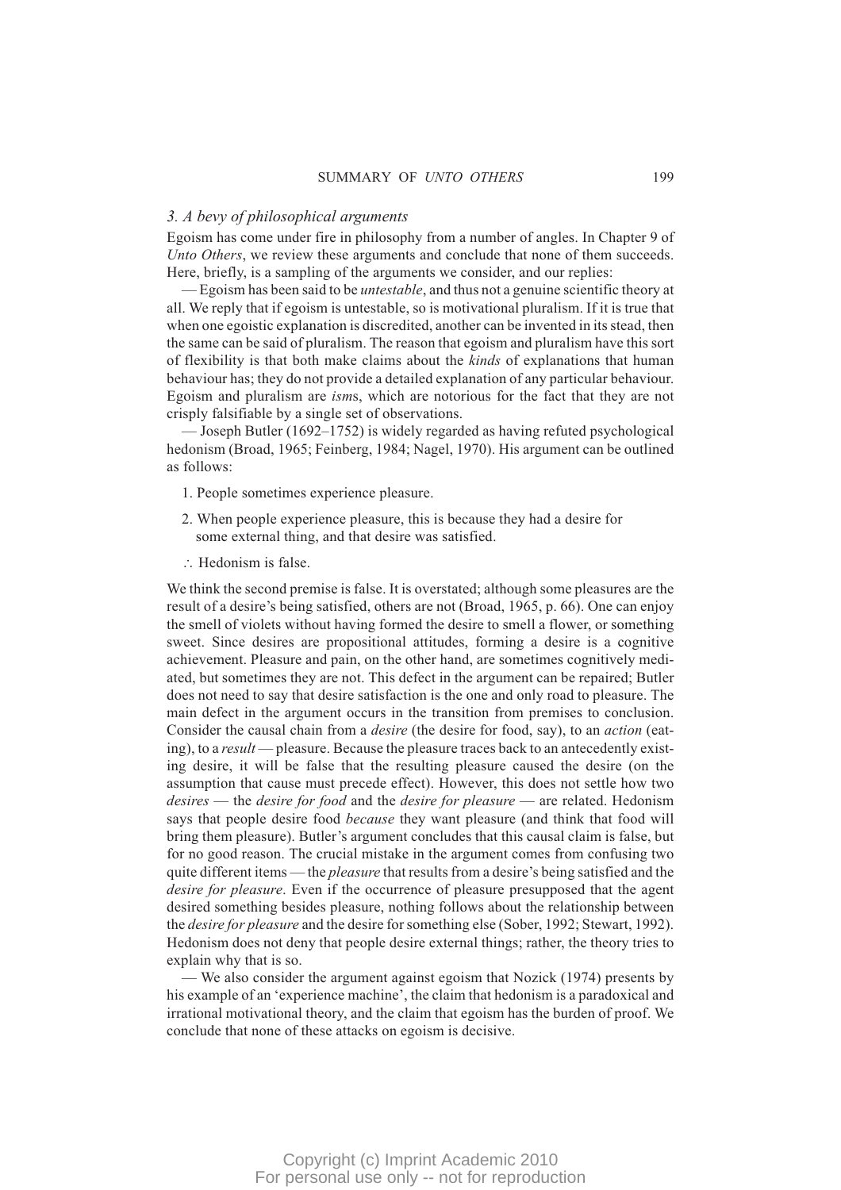### *3. A bevy of philosophical arguments*

Egoism has come under fire in philosophy from a number of angles. In Chapter 9 of *Unto Others*, we review these arguments and conclude that none of them succeeds. Here, briefly, is a sampling of the arguments we consider, and our replies:

— Egoism has been said to be *untestable*, and thus not a genuine scientific theory at all. We reply that if egoism is untestable, so is motivational pluralism. If it is true that when one egoistic explanation is discredited, another can be invented in its stead, then the same can be said of pluralism. The reason that egoism and pluralism have this sort of flexibility is that both make claims about the *kinds* of explanations that human behaviour has; they do not provide a detailed explanation of any particular behaviour. Egoism and pluralism are *ism*s, which are notorious for the fact that they are not crisply falsifiable by a single set of observations.

— Joseph Butler (1692–1752) is widely regarded as having refuted psychological hedonism (Broad, 1965; Feinberg, 1984; Nagel, 1970). His argument can be outlined as follows:

1. People sometimes experience pleasure.
2. When people experience pleasure, this is because they had a desire for some external thing, and that desire was satisfied.

∴ Hedonism is false.

We think the second premise is false. It is overstated; although some pleasures are the result of a desire's being satisfied, others are not (Broad, 1965, p. 66). One can enjoy the smell of violets without having formed the desire to smell a flower, or something sweet. Since desires are propositional attitudes, forming a desire is a cognitive achievement. Pleasure and pain, on the other hand, are sometimes cognitively mediated, but sometimes they are not. This defect in the argument can be repaired; Butler does not need to say that desire satisfaction is the one and only road to pleasure. The main defect in the argument occurs in the transition from premises to conclusion. Consider the causal chain from a *desire* (the desire for food, say), to an *action* (eating), to a *result* — pleasure. Because the pleasure traces back to an antecedently existing desire, it will be false that the resulting pleasure caused the desire (on the assumption that cause must precede effect). However, this does not settle how two *desires* — the *desire for food* and the *desire for pleasure* — are related. Hedonism says that people desire food *because* they want pleasure (and think that food will bring them pleasure). Butler's argument concludes that this causal claim is false, but for no good reason. The crucial mistake in the argument comes from confusing two quite different items — the *pleasure* that results from a desire's being satisfied and the *desire for pleasure*. Even if the occurrence of pleasure presupposed that the agent desired something besides pleasure, nothing follows about the relationship between the *desire for pleasure* and the desire for something else (Sober, 1992; Stewart, 1992). Hedonism does not deny that people desire external things; rather, the theory tries to explain why that is so.

— We also consider the argument against egoism that Nozick (1974) presents by his example of an 'experience machine', the claim that hedonism is a paradoxical and irrational motivational theory, and the claim that egoism has the burden of proof. We conclude that none of these attacks on egoism is decisive.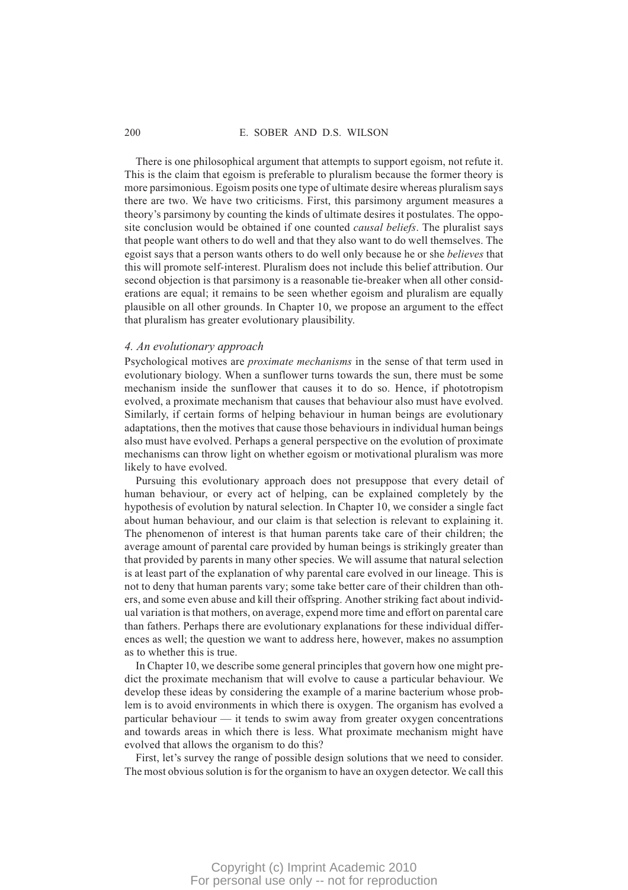There is one philosophical argument that attempts to support egoism, not refute it. This is the claim that egoism is preferable to pluralism because the former theory is more parsimonious. Egoism posits one type of ultimate desire whereas pluralism says there are two. We have two criticisms. First, this parsimony argument measures a theory's parsimony by counting the kinds of ultimate desires it postulates. The opposite conclusion would be obtained if one counted *causal beliefs*. The pluralist says that people want others to do well and that they also want to do well themselves. The egoist says that a person wants others to do well only because he or she *believes* that this will promote self-interest. Pluralism does not include this belief attribution. Our second objection is that parsimony is a reasonable tie-breaker when all other considerations are equal; it remains to be seen whether egoism and pluralism are equally plausible on all other grounds. In Chapter 10, we propose an argument to the effect that pluralism has greater evolutionary plausibility.

### *4. An evolutionary approach*

Psychological motives are *proximate mechanisms* in the sense of that term used in evolutionary biology. When a sunflower turns towards the sun, there must be some mechanism inside the sunflower that causes it to do so. Hence, if phototropism evolved, a proximate mechanism that causes that behaviour also must have evolved. Similarly, if certain forms of helping behaviour in human beings are evolutionary adaptations, then the motives that cause those behaviours in individual human beings also must have evolved. Perhaps a general perspective on the evolution of proximate mechanisms can throw light on whether egoism or motivational pluralism was more likely to have evolved.

Pursuing this evolutionary approach does not presuppose that every detail of human behaviour, or every act of helping, can be explained completely by the hypothesis of evolution by natural selection. In Chapter 10, we consider a single fact about human behaviour, and our claim is that selection is relevant to explaining it. The phenomenon of interest is that human parents take care of their children; the average amount of parental care provided by human beings is strikingly greater than that provided by parents in many other species. We will assume that natural selection is at least part of the explanation of why parental care evolved in our lineage. This is not to deny that human parents vary; some take better care of their children than others, and some even abuse and kill their offspring. Another striking fact about individual variation is that mothers, on average, expend more time and effort on parental care than fathers. Perhaps there are evolutionary explanations for these individual differences as well; the question we want to address here, however, makes no assumption as to whether this is true.

In Chapter 10, we describe some general principles that govern how one might predict the proximate mechanism that will evolve to cause a particular behaviour. We develop these ideas by considering the example of a marine bacterium whose problem is to avoid environments in which there is oxygen. The organism has evolved a particular behaviour — it tends to swim away from greater oxygen concentrations and towards areas in which there is less. What proximate mechanism might have evolved that allows the organism to do this?

First, let's survey the range of possible design solutions that we need to consider. The most obvious solution is for the organism to have an oxygen detector. We call this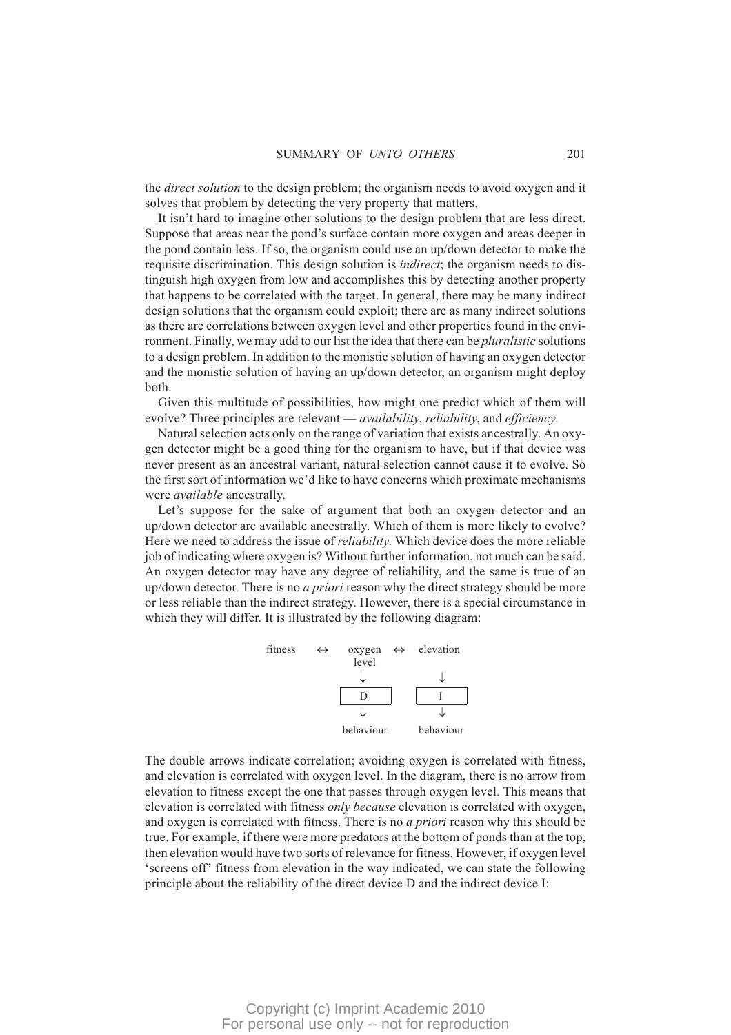the *direct solution* to the design problem; the organism needs to avoid oxygen and it solves that problem by detecting the very property that matters.

It isn't hard to imagine other solutions to the design problem that are less direct. Suppose that areas near the pond's surface contain more oxygen and areas deeper in the pond contain less. If so, the organism could use an up/down detector to make the requisite discrimination. This design solution is *indirect*; the organism needs to distinguish high oxygen from low and accomplishes this by detecting another property that happens to be correlated with the target. In general, there may be many indirect design solutions that the organism could exploit; there are as many indirect solutions as there are correlations between oxygen level and other properties found in the environment. Finally, we may add to our list the idea that there can be *pluralistic* solutions to a design problem. In addition to the monistic solution of having an oxygen detector and the monistic solution of having an up/down detector, an organism might deploy both.

Given this multitude of possibilities, how might one predict which of them will evolve? Three principles are relevant — *availability*, *reliability*, and *efficiency.*

Natural selection acts only on the range of variation that exists ancestrally. An oxygen detector might be a good thing for the organism to have, but if that device was never present as an ancestral variant, natural selection cannot cause it to evolve. So the first sort of information we'd like to have concerns which proximate mechanisms were *available* ancestrally.

Let's suppose for the sake of argument that both an oxygen detector and an up/down detector are available ancestrally. Which of them is more likely to evolve? Here we need to address the issue of *reliability*. Which device does the more reliable job of indicating where oxygen is? Without further information, not much can be said. An oxygen detector may have any degree of reliability, and the same is true of an up/down detector. There is no *a priori* reason why the direct strategy should be more or less reliable than the indirect strategy. However, there is a special circumstance in which they will differ. It is illustrated by the following diagram:

```
fitness  ↔   oxygen  ↔  elevation
             level
               ↓            ↓
             [ D ]        [ I ]
               ↓            ↓
           behaviour    behaviour
```

The double arrows indicate correlation; avoiding oxygen is correlated with fitness, and elevation is correlated with oxygen level. In the diagram, there is no arrow from elevation to fitness except the one that passes through oxygen level. This means that elevation is correlated with fitness *only because* elevation is correlated with oxygen, and oxygen is correlated with fitness. There is no *a priori* reason why this should be true. For example, if there were more predators at the bottom of ponds than at the top, then elevation would have two sorts of relevance for fitness. However, if oxygen level 'screens off' fitness from elevation in the way indicated, we can state the following principle about the reliability of the direct device D and the indirect device I: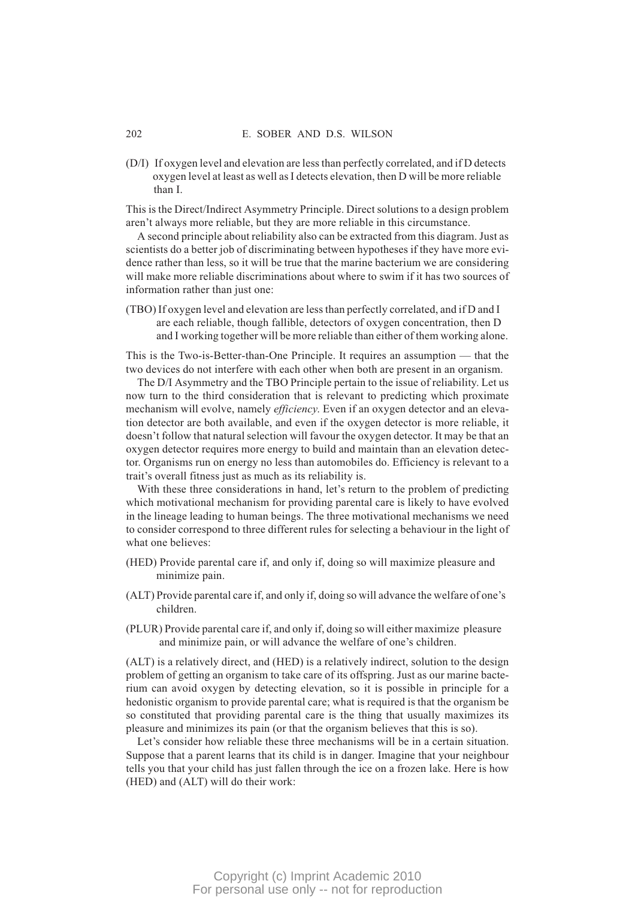(D/I) If oxygen level and elevation are less than perfectly correlated, and if D detects oxygen level at least as well as I detects elevation, then D will be more reliable than I.

This is the Direct/Indirect Asymmetry Principle. Direct solutions to a design problem aren't always more reliable, but they are more reliable in this circumstance.

A second principle about reliability also can be extracted from this diagram. Just as scientists do a better job of discriminating between hypotheses if they have more evidence rather than less, so it will be true that the marine bacterium we are considering will make more reliable discriminations about where to swim if it has two sources of information rather than just one:

(TBO) If oxygen level and elevation are less than perfectly correlated, and if D and I are each reliable, though fallible, detectors of oxygen concentration, then D and I working together will be more reliable than either of them working alone.

This is the Two-is-Better-than-One Principle. It requires an assumption — that the two devices do not interfere with each other when both are present in an organism.

The D/I Asymmetry and the TBO Principle pertain to the issue of reliability. Let us now turn to the third consideration that is relevant to predicting which proximate mechanism will evolve, namely *efficiency*. Even if an oxygen detector and an elevation detector are both available, and even if the oxygen detector is more reliable, it doesn't follow that natural selection will favour the oxygen detector. It may be that an oxygen detector requires more energy to build and maintain than an elevation detector. Organisms run on energy no less than automobiles do. Efficiency is relevant to a trait's overall fitness just as much as its reliability is.

With these three considerations in hand, let's return to the problem of predicting which motivational mechanism for providing parental care is likely to have evolved in the lineage leading to human beings. The three motivational mechanisms we need to consider correspond to three different rules for selecting a behaviour in the light of what one believes:

(HED) Provide parental care if, and only if, doing so will maximize pleasure and minimize pain.

(ALT) Provide parental care if, and only if, doing so will advance the welfare of one's children.

(PLUR) Provide parental care if, and only if, doing so will either maximize pleasure and minimize pain, or will advance the welfare of one's children.

(ALT) is a relatively direct, and (HED) is a relatively indirect, solution to the design problem of getting an organism to take care of its offspring. Just as our marine bacterium can avoid oxygen by detecting elevation, so it is possible in principle for a hedonistic organism to provide parental care; what is required is that the organism be so constituted that providing parental care is the thing that usually maximizes its pleasure and minimizes its pain (or that the organism believes that this is so).

Let's consider how reliable these three mechanisms will be in a certain situation. Suppose that a parent learns that its child is in danger. Imagine that your neighbour tells you that your child has just fallen through the ice on a frozen lake. Here is how (HED) and (ALT) will do their work: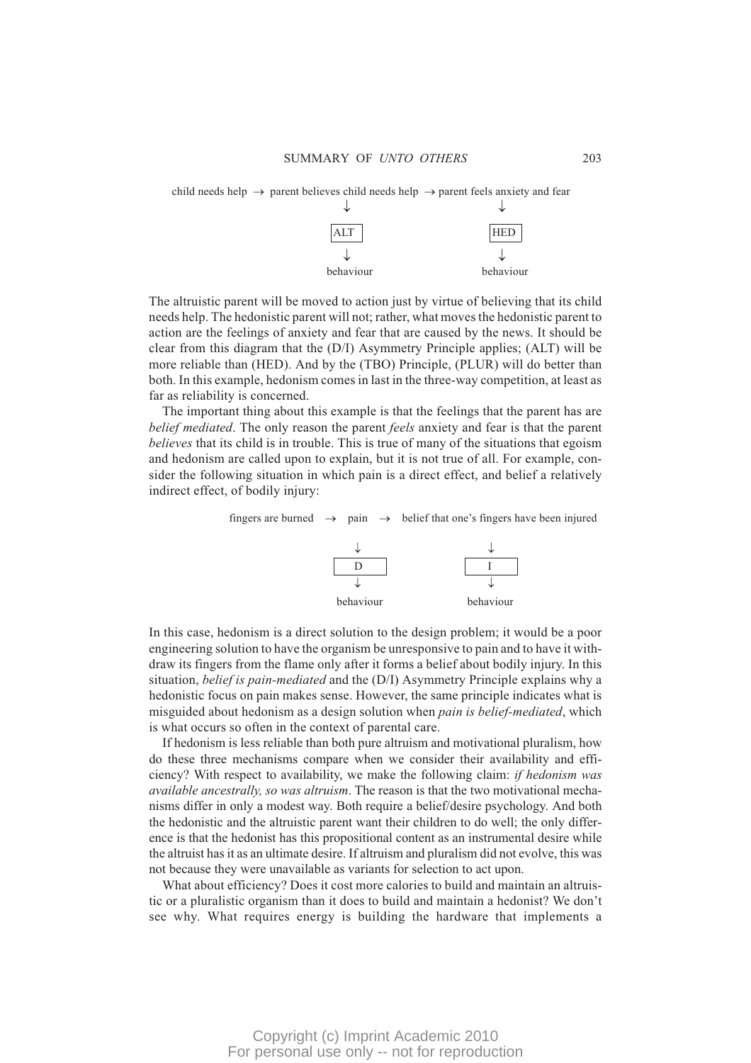child needs help → parent believes child needs help → parent feels anxiety and fear

↓ ALT ↓ behaviour

↓ HED ↓ behaviour

The altruistic parent will be moved to action just by virtue of believing that its child needs help. The hedonistic parent will not; rather, what moves the hedonistic parent to action are the feelings of anxiety and fear that are caused by the news. It should be clear from this diagram that the (D/I) Asymmetry Principle applies; (ALT) will be more reliable than (HED). And by the (TBO) Principle, (PLUR) will do better than both. In this example, hedonism comes in last in the three-way competition, at least as far as reliability is concerned.

The important thing about this example is that the feelings that the parent has are *belief mediated*. The only reason the parent *feels* anxiety and fear is that the parent *believes* that its child is in trouble. This is true of many of the situations that egoism and hedonism are called upon to explain, but it is not true of all. For example, consider the following situation in which pain is a direct effect, and belief a relatively indirect effect, of bodily injury:

fingers are burned → pain → belief that one's fingers have been injured

↓ D ↓ behaviour

↓ I ↓ behaviour

In this case, hedonism is a direct solution to the design problem; it would be a poor engineering solution to have the organism be unresponsive to pain and to have it withdraw its fingers from the flame only after it forms a belief about bodily injury. In this situation, *belief is pain-mediated* and the (D/I) Asymmetry Principle explains why a hedonistic focus on pain makes sense. However, the same principle indicates what is misguided about hedonism as a design solution when *pain is belief-mediated*, which is what occurs so often in the context of parental care.

If hedonism is less reliable than both pure altruism and motivational pluralism, how do these three mechanisms compare when we consider their availability and efficiency? With respect to availability, we make the following claim: *if hedonism was available ancestrally, so was altruism*. The reason is that the two motivational mechanisms differ in only a modest way. Both require a belief/desire psychology. And both the hedonistic and the altruistic parent want their children to do well; the only difference is that the hedonist has this propositional content as an instrumental desire while the altruist has it as an ultimate desire. If altruism and pluralism did not evolve, this was not because they were unavailable as variants for selection to act upon.

What about efficiency? Does it cost more calories to build and maintain an altruistic or a pluralistic organism than it does to build and maintain a hedonist? We don't see why. What requires energy is building the hardware that implements a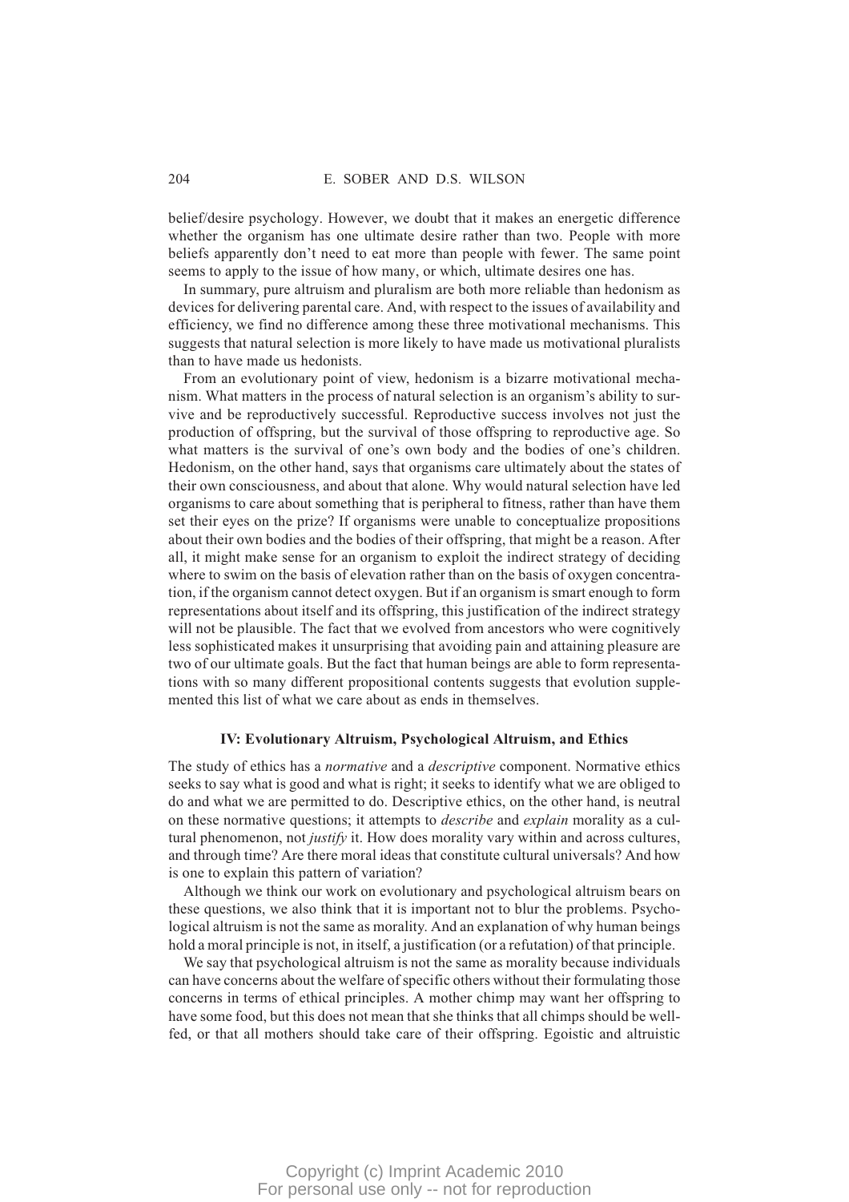belief/desire psychology. However, we doubt that it makes an energetic difference whether the organism has one ultimate desire rather than two. People with more beliefs apparently don't need to eat more than people with fewer. The same point seems to apply to the issue of how many, or which, ultimate desires one has.

In summary, pure altruism and pluralism are both more reliable than hedonism as devices for delivering parental care. And, with respect to the issues of availability and efficiency, we find no difference among these three motivational mechanisms. This suggests that natural selection is more likely to have made us motivational pluralists than to have made us hedonists.

From an evolutionary point of view, hedonism is a bizarre motivational mechanism. What matters in the process of natural selection is an organism's ability to survive and be reproductively successful. Reproductive success involves not just the production of offspring, but the survival of those offspring to reproductive age. So what matters is the survival of one's own body and the bodies of one's children. Hedonism, on the other hand, says that organisms care ultimately about the states of their own consciousness, and about that alone. Why would natural selection have led organisms to care about something that is peripheral to fitness, rather than have them set their eyes on the prize? If organisms were unable to conceptualize propositions about their own bodies and the bodies of their offspring, that might be a reason. After all, it might make sense for an organism to exploit the indirect strategy of deciding where to swim on the basis of elevation rather than on the basis of oxygen concentration, if the organism cannot detect oxygen. But if an organism is smart enough to form representations about itself and its offspring, this justification of the indirect strategy will not be plausible. The fact that we evolved from ancestors who were cognitively less sophisticated makes it unsurprising that avoiding pain and attaining pleasure are two of our ultimate goals. But the fact that human beings are able to form representations with so many different propositional contents suggests that evolution supplemented this list of what we care about as ends in themselves.

## IV: Evolutionary Altruism, Psychological Altruism, and Ethics

The study of ethics has a *normative* and a *descriptive* component. Normative ethics seeks to say what is good and what is right; it seeks to identify what we are obliged to do and what we are permitted to do. Descriptive ethics, on the other hand, is neutral on these normative questions; it attempts to *describe* and *explain* morality as a cultural phenomenon, not *justify* it. How does morality vary within and across cultures, and through time? Are there moral ideas that constitute cultural universals? And how is one to explain this pattern of variation?

Although we think our work on evolutionary and psychological altruism bears on these questions, we also think that it is important not to blur the problems. Psychological altruism is not the same as morality. And an explanation of why human beings hold a moral principle is not, in itself, a justification (or a refutation) of that principle.

We say that psychological altruism is not the same as morality because individuals can have concerns about the welfare of specific others without their formulating those concerns in terms of ethical principles. A mother chimp may want her offspring to have some food, but this does not mean that she thinks that all chimps should be well-fed, or that all mothers should take care of their offspring. Egoistic and altruistic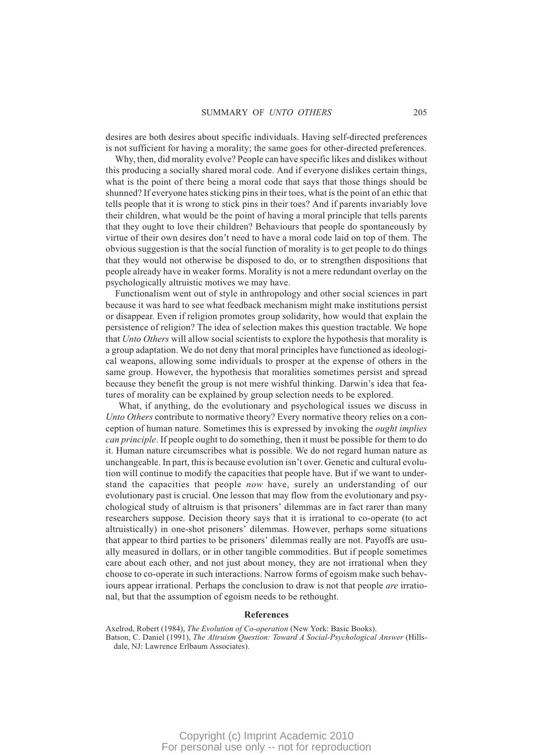desires are both desires about specific individuals. Having self-directed preferences is not sufficient for having a morality; the same goes for other-directed preferences.

Why, then, did morality evolve? People can have specific likes and dislikes without this producing a socially shared moral code. And if everyone dislikes certain things, what is the point of there being a moral code that says that those things should be shunned? If everyone hates sticking pins in their toes, what is the point of an ethic that tells people that it is wrong to stick pins in their toes? And if parents invariably love their children, what would be the point of having a moral principle that tells parents that they ought to love their children? Behaviours that people do spontaneously by virtue of their own desires don't need to have a moral code laid on top of them. The obvious suggestion is that the social function of morality is to get people to do things that they would not otherwise be disposed to do, or to strengthen dispositions that people already have in weaker forms. Morality is not a mere redundant overlay on the psychologically altruistic motives we may have.

Functionalism went out of style in anthropology and other social sciences in part because it was hard to see what feedback mechanism might make institutions persist or disappear. Even if religion promotes group solidarity, how would that explain the persistence of religion? The idea of selection makes this question tractable. We hope that *Unto Others* will allow social scientists to explore the hypothesis that morality is a group adaptation. We do not deny that moral principles have functioned as ideological weapons, allowing some individuals to prosper at the expense of others in the same group. However, the hypothesis that moralities sometimes persist and spread because they benefit the group is not mere wishful thinking. Darwin's idea that features of morality can be explained by group selection needs to be explored.

What, if anything, do the evolutionary and psychological issues we discuss in *Unto Others* contribute to normative theory? Every normative theory relies on a conception of human nature. Sometimes this is expressed by invoking the *ought implies can principle*. If people ought to do something, then it must be possible for them to do it. Human nature circumscribes what is possible. We do not regard human nature as unchangeable. In part, this is because evolution isn't over. Genetic and cultural evolution will continue to modify the capacities that people have. But if we want to understand the capacities that people *now* have, surely an understanding of our evolutionary past is crucial. One lesson that may flow from the evolutionary and psychological study of altruism is that prisoners' dilemmas are in fact rarer than many researchers suppose. Decision theory says that it is irrational to co-operate (to act altruistically) in one-shot prisoners' dilemmas. However, perhaps some situations that appear to third parties to be prisoners' dilemmas really are not. Payoffs are usually measured in dollars, or in other tangible commodities. But if people sometimes care about each other, and not just about money, they are not irrational when they choose to co-operate in such interactions. Narrow forms of egoism make such behaviours appear irrational. Perhaps the conclusion to draw is not that people *are* irrational, but that the assumption of egoism needs to be rethought.

## References

Axelrod, Robert (1984), *The Evolution of Co-operation* (New York: Basic Books).

Batson, C. Daniel (1991), *The Altruism Question: Toward A Social-Psychological Answer* (Hillsdale, NJ: Lawrence Erlbaum Associates).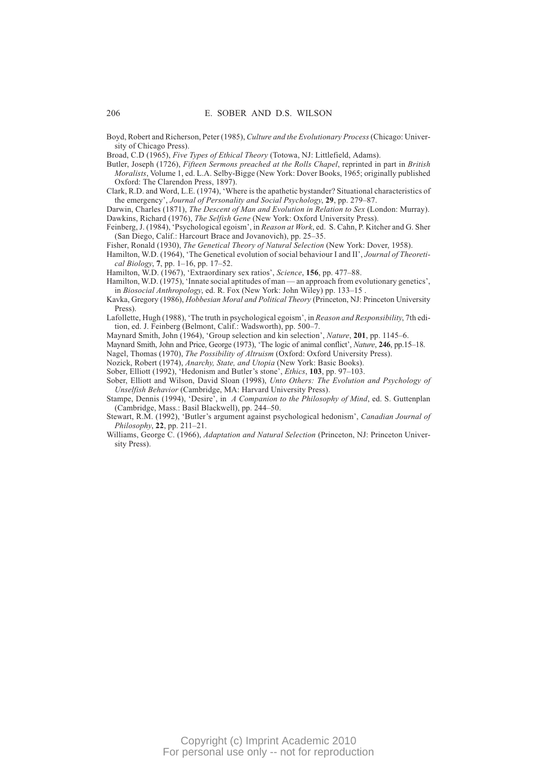Boyd, Robert and Richerson, Peter (1985), *Culture and the Evolutionary Process* (Chicago: University of Chicago Press).

Broad, C.D (1965), *Five Types of Ethical Theory* (Totowa, NJ: Littlefield, Adams).

Butler, Joseph (1726), *Fifteen Sermons preached at the Rolls Chapel*, reprinted in part in *British Moralists*, Volume 1, ed. L.A. Selby-Bigge (New York: Dover Books, 1965; originally published Oxford: The Clarendon Press, 1897).

Clark, R.D. and Word, L.E. (1974), 'Where is the apathetic bystander? Situational characteristics of the emergency', *Journal of Personality and Social Psychology*, **29**, pp. 279–87.

Darwin, Charles (1871), *The Descent of Man and Evolution in Relation to Sex* (London: Murray).

Dawkins, Richard (1976), *The Selfish Gene* (New York: Oxford University Press).

Feinberg, J. (1984), 'Psychological egoism', in *Reason at Work*, ed. S. Cahn, P. Kitcher and G. Sher (San Diego, Calif.: Harcourt Brace and Jovanovich), pp. 25–35.

Fisher, Ronald (1930), *The Genetical Theory of Natural Selection* (New York: Dover, 1958).

Hamilton, W.D. (1964), 'The Genetical evolution of social behaviour I and II', *Journal of Theoretical Biology*, **7**, pp. 1–16, pp. 17–52.

Hamilton, W.D. (1967), 'Extraordinary sex ratios', *Science*, **156**, pp. 477–88.

Hamilton, W.D. (1975), 'Innate social aptitudes of man — an approach from evolutionary genetics', in *Biosocial Anthropology*, ed. R. Fox (New York: John Wiley) pp. 133–15 .

Kavka, Gregory (1986), *Hobbesian Moral and Political Theory* (Princeton, NJ: Princeton University Press).

Lafollette, Hugh (1988), 'The truth in psychological egoism', in *Reason and Responsibility*, 7th edition, ed. J. Feinberg (Belmont, Calif.: Wadsworth), pp. 500–7.

Maynard Smith, John (1964), 'Group selection and kin selection', *Nature*, **201**, pp. 1145–6.

Maynard Smith, John and Price, George (1973), 'The logic of animal conflict', *Nature*, **246**, pp.15–18.

Nagel, Thomas (1970), *The Possibility of Altruism* (Oxford: Oxford University Press).

Nozick, Robert (1974), *Anarchy, State, and Utopia* (New York: Basic Books).

Sober, Elliott (1992), 'Hedonism and Butler's stone', *Ethics*, **103**, pp. 97–103.

Sober, Elliott and Wilson, David Sloan (1998), *Unto Others: The Evolution and Psychology of Unselfish Behavior* (Cambridge, MA: Harvard University Press).

Stampe, Dennis (1994), 'Desire', in *A Companion to the Philosophy of Mind*, ed. S. Guttenplan (Cambridge, Mass.: Basil Blackwell), pp. 244–50.

Stewart, R.M. (1992), 'Butler's argument against psychological hedonism', *Canadian Journal of Philosophy*, **22**, pp. 211–21.

Williams, George C. (1966), *Adaptation and Natural Selection* (Princeton, NJ: Princeton University Press).